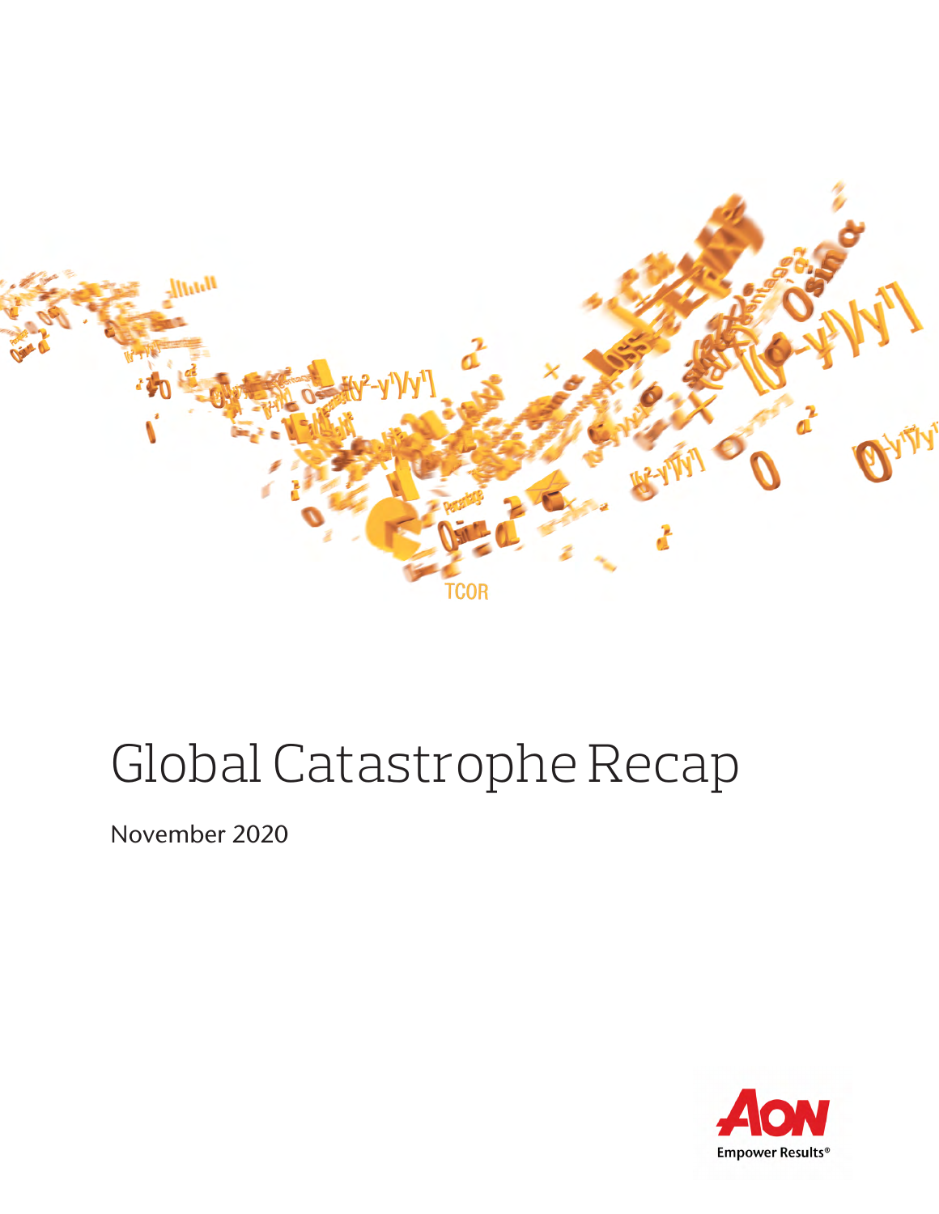# Global Catastrophe Recap

November 2020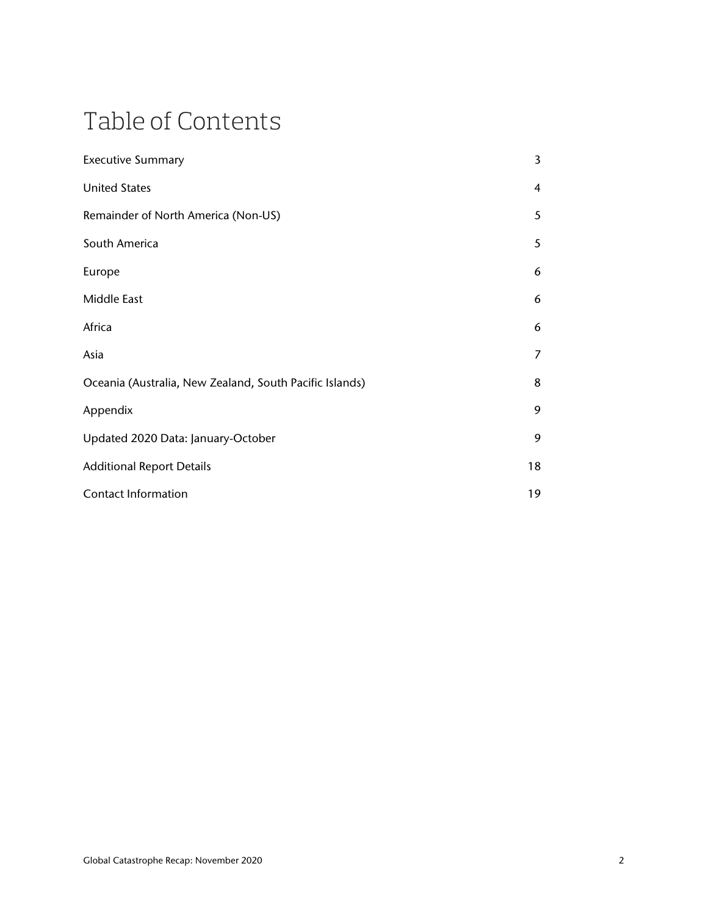# Table of Contents

| | |
|---|---|
| Executive Summary | 3 |
| United States | 4 |
| Remainder of North America (Non-US) | 5 |
| South America | 5 |
| Europe | 6 |
| Middle East | 6 |
| Africa | 6 |
| Asia | 7 |
| Oceania (Australia, New Zealand, South Pacific Islands) | 8 |
| Appendix | 9 |
| Updated 2020 Data: January-October | 9 |
| Additional Report Details | 18 |
| Contact Information | 19 |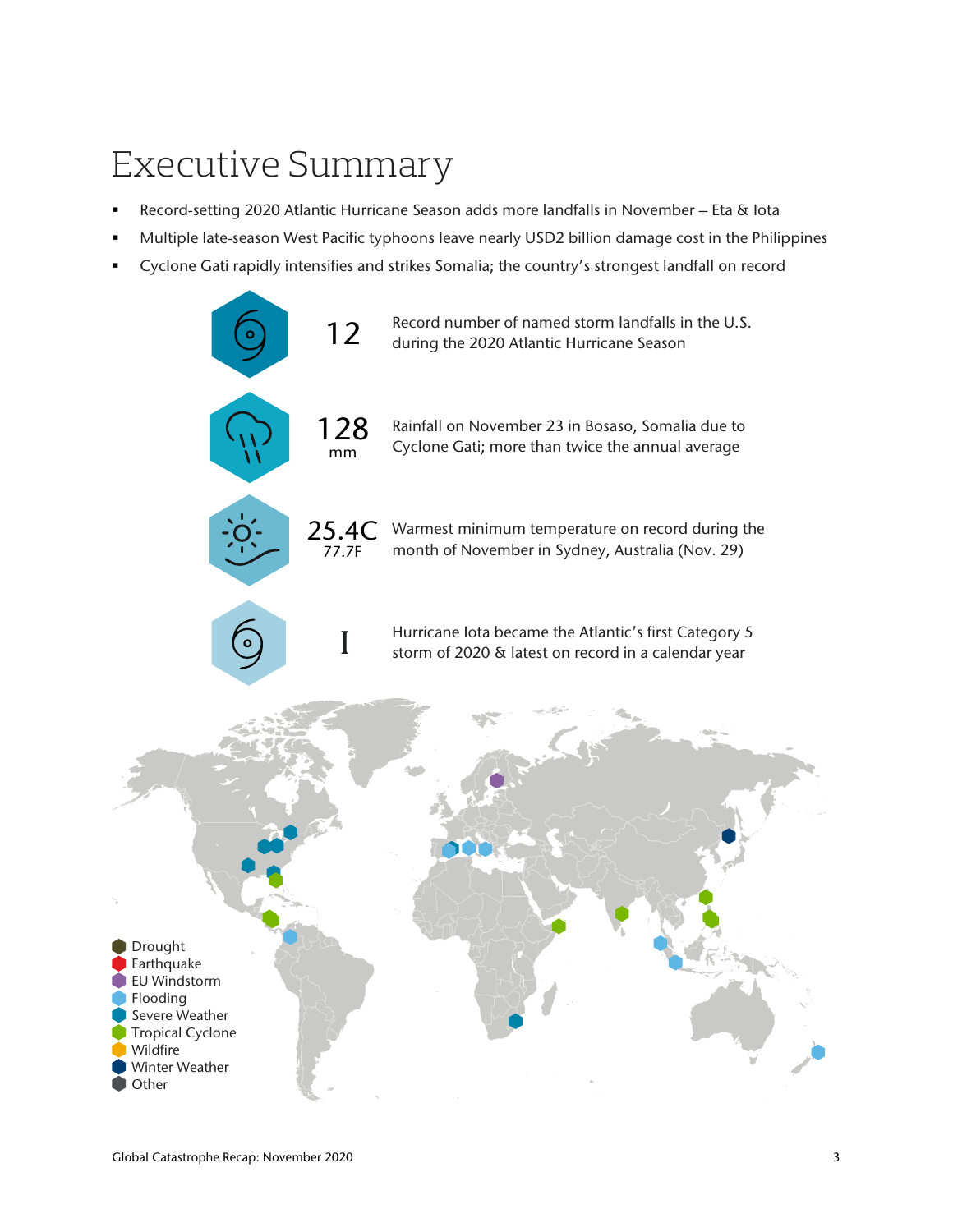# Executive Summary

- Record-setting 2020 Atlantic Hurricane Season adds more landfalls in November – Eta & Iota
- Multiple late-season West Pacific typhoons leave nearly USD2 billion damage cost in the Philippines
- Cyclone Gati rapidly intensifies and strikes Somalia; the country's strongest landfall on record

**12** — Record number of named storm landfalls in the U.S. during the 2020 Atlantic Hurricane Season

**128 mm** — Rainfall on November 23 in Bosaso, Somalia due to Cyclone Gati; more than twice the annual average

**25.4C** (77.7F) — Warmest minimum temperature on record during the month of November in Sydney, Australia (Nov. 29)

**I** — Hurricane Iota became the Atlantic's first Category 5 storm of 2020 & latest on record in a calendar year

- Drought
- Earthquake
- EU Windstorm
- Flooding
- Severe Weather
- Tropical Cyclone
- Wildfire
- Winter Weather
- Other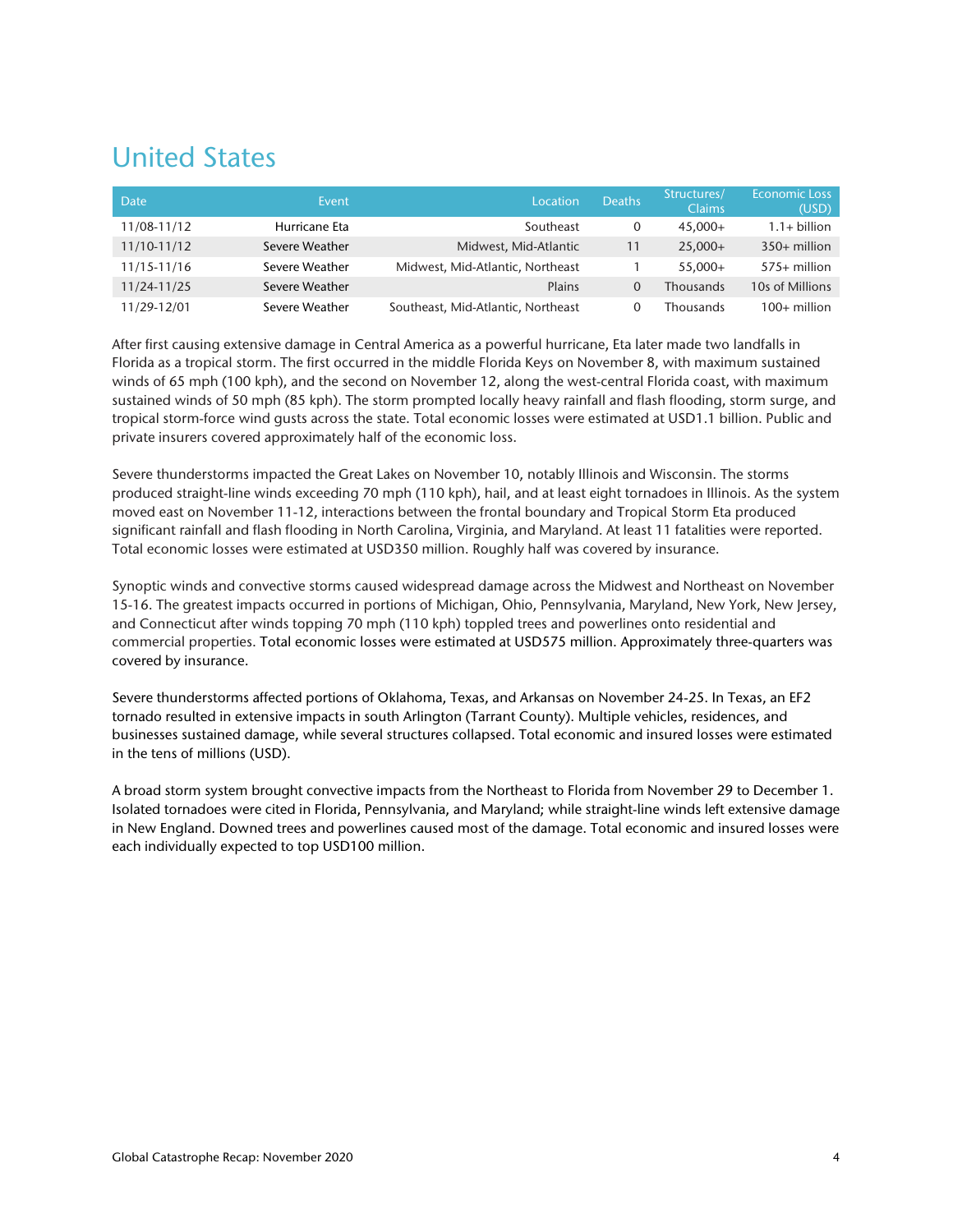# United States

| Date | Event | Location | Deaths | Structures/ Claims | Economic Loss (USD) |
|---|---|---|---|---|---|
| 11/08-11/12 | Hurricane Eta | Southeast | 0 | 45,000+ | 1.1+ billion |
| 11/10-11/12 | Severe Weather | Midwest, Mid-Atlantic | 11 | 25,000+ | 350+ million |
| 11/15-11/16 | Severe Weather | Midwest, Mid-Atlantic, Northeast | 1 | 55,000+ | 575+ million |
| 11/24-11/25 | Severe Weather | Plains | 0 | Thousands | 10s of Millions |
| 11/29-12/01 | Severe Weather | Southeast, Mid-Atlantic, Northeast | 0 | Thousands | 100+ million |

After first causing extensive damage in Central America as a powerful hurricane, Eta later made two landfalls in Florida as a tropical storm. The first occurred in the middle Florida Keys on November 8, with maximum sustained winds of 65 mph (100 kph), and the second on November 12, along the west-central Florida coast, with maximum sustained winds of 50 mph (85 kph). The storm prompted locally heavy rainfall and flash flooding, storm surge, and tropical storm-force wind gusts across the state. Total economic losses were estimated at USD1.1 billion. Public and private insurers covered approximately half of the economic loss.

Severe thunderstorms impacted the Great Lakes on November 10, notably Illinois and Wisconsin. The storms produced straight-line winds exceeding 70 mph (110 kph), hail, and at least eight tornadoes in Illinois. As the system moved east on November 11-12, interactions between the frontal boundary and Tropical Storm Eta produced significant rainfall and flash flooding in North Carolina, Virginia, and Maryland. At least 11 fatalities were reported. Total economic losses were estimated at USD350 million. Roughly half was covered by insurance.

Synoptic winds and convective storms caused widespread damage across the Midwest and Northeast on November 15-16. The greatest impacts occurred in portions of Michigan, Ohio, Pennsylvania, Maryland, New York, New Jersey, and Connecticut after winds topping 70 mph (110 kph) toppled trees and powerlines onto residential and commercial properties. Total economic losses were estimated at USD575 million. Approximately three-quarters was covered by insurance.

Severe thunderstorms affected portions of Oklahoma, Texas, and Arkansas on November 24-25. In Texas, an EF2 tornado resulted in extensive impacts in south Arlington (Tarrant County). Multiple vehicles, residences, and businesses sustained damage, while several structures collapsed. Total economic and insured losses were estimated in the tens of millions (USD).

A broad storm system brought convective impacts from the Northeast to Florida from November 29 to December 1. Isolated tornadoes were cited in Florida, Pennsylvania, and Maryland; while straight-line winds left extensive damage in New England. Downed trees and powerlines caused most of the damage. Total economic and insured losses were each individually expected to top USD100 million.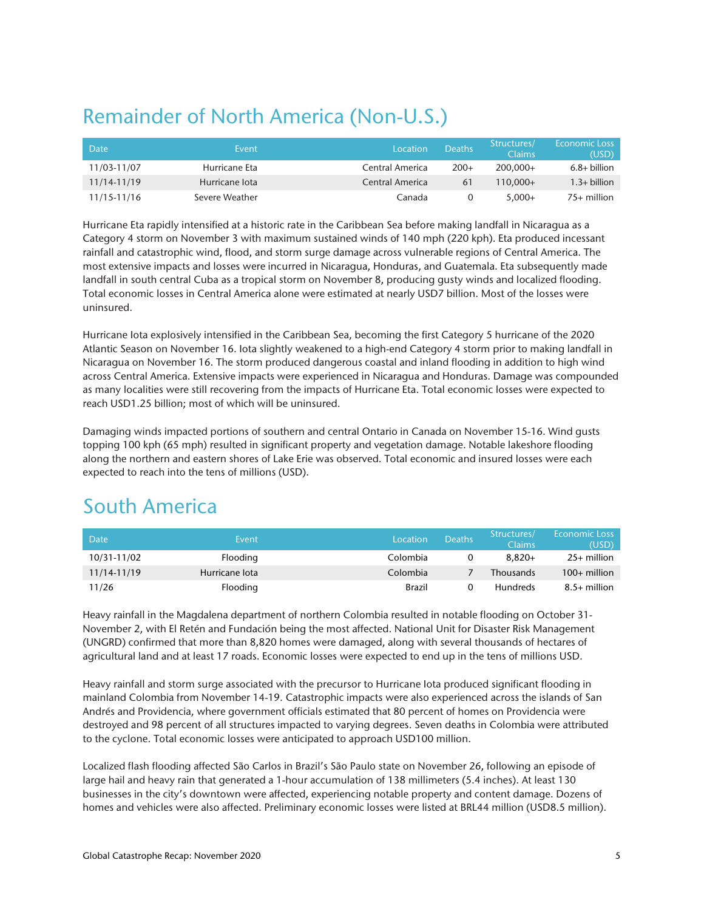# Remainder of North America (Non-U.S.)

| Date | Event | Location | Deaths | Structures/ Claims | Economic Loss (USD) |
|---|---|---|---|---|---|
| 11/03-11/07 | Hurricane Eta | Central America | 200+ | 200,000+ | 6.8+ billion |
| 11/14-11/19 | Hurricane Iota | Central America | 61 | 110,000+ | 1.3+ billion |
| 11/15-11/16 | Severe Weather | Canada | 0 | 5,000+ | 75+ million |

Hurricane Eta rapidly intensified at a historic rate in the Caribbean Sea before making landfall in Nicaragua as a Category 4 storm on November 3 with maximum sustained winds of 140 mph (220 kph). Eta produced incessant rainfall and catastrophic wind, flood, and storm surge damage across vulnerable regions of Central America. The most extensive impacts and losses were incurred in Nicaragua, Honduras, and Guatemala. Eta subsequently made landfall in south central Cuba as a tropical storm on November 8, producing gusty winds and localized flooding. Total economic losses in Central America alone were estimated at nearly USD7 billion. Most of the losses were uninsured.

Hurricane Iota explosively intensified in the Caribbean Sea, becoming the first Category 5 hurricane of the 2020 Atlantic Season on November 16. Iota slightly weakened to a high-end Category 4 storm prior to making landfall in Nicaragua on November 16. The storm produced dangerous coastal and inland flooding in addition to high wind across Central America. Extensive impacts were experienced in Nicaragua and Honduras. Damage was compounded as many localities were still recovering from the impacts of Hurricane Eta. Total economic losses were expected to reach USD1.25 billion; most of which will be uninsured.

Damaging winds impacted portions of southern and central Ontario in Canada on November 15-16. Wind gusts topping 100 kph (65 mph) resulted in significant property and vegetation damage. Notable lakeshore flooding along the northern and eastern shores of Lake Erie was observed. Total economic and insured losses were each expected to reach into the tens of millions (USD).

# South America

| Date | Event | Location | Deaths | Structures/ Claims | Economic Loss (USD) |
|---|---|---|---|---|---|
| 10/31-11/02 | Flooding | Colombia | 0 | 8,820+ | 25+ million |
| 11/14-11/19 | Hurricane Iota | Colombia | 7 | Thousands | 100+ million |
| 11/26 | Flooding | Brazil | 0 | Hundreds | 8.5+ million |

Heavy rainfall in the Magdalena department of northern Colombia resulted in notable flooding on October 31-November 2, with El Retén and Fundación being the most affected. National Unit for Disaster Risk Management (UNGRD) confirmed that more than 8,820 homes were damaged, along with several thousands of hectares of agricultural land and at least 17 roads. Economic losses were expected to end up in the tens of millions USD.

Heavy rainfall and storm surge associated with the precursor to Hurricane Iota produced significant flooding in mainland Colombia from November 14-19. Catastrophic impacts were also experienced across the islands of San Andrés and Providencia, where government officials estimated that 80 percent of homes on Providencia were destroyed and 98 percent of all structures impacted to varying degrees. Seven deaths in Colombia were attributed to the cyclone. Total economic losses were anticipated to approach USD100 million.

Localized flash flooding affected São Carlos in Brazil's São Paulo state on November 26, following an episode of large hail and heavy rain that generated a 1-hour accumulation of 138 millimeters (5.4 inches). At least 130 businesses in the city's downtown were affected, experiencing notable property and content damage. Dozens of homes and vehicles were also affected. Preliminary economic losses were listed at BRL44 million (USD8.5 million).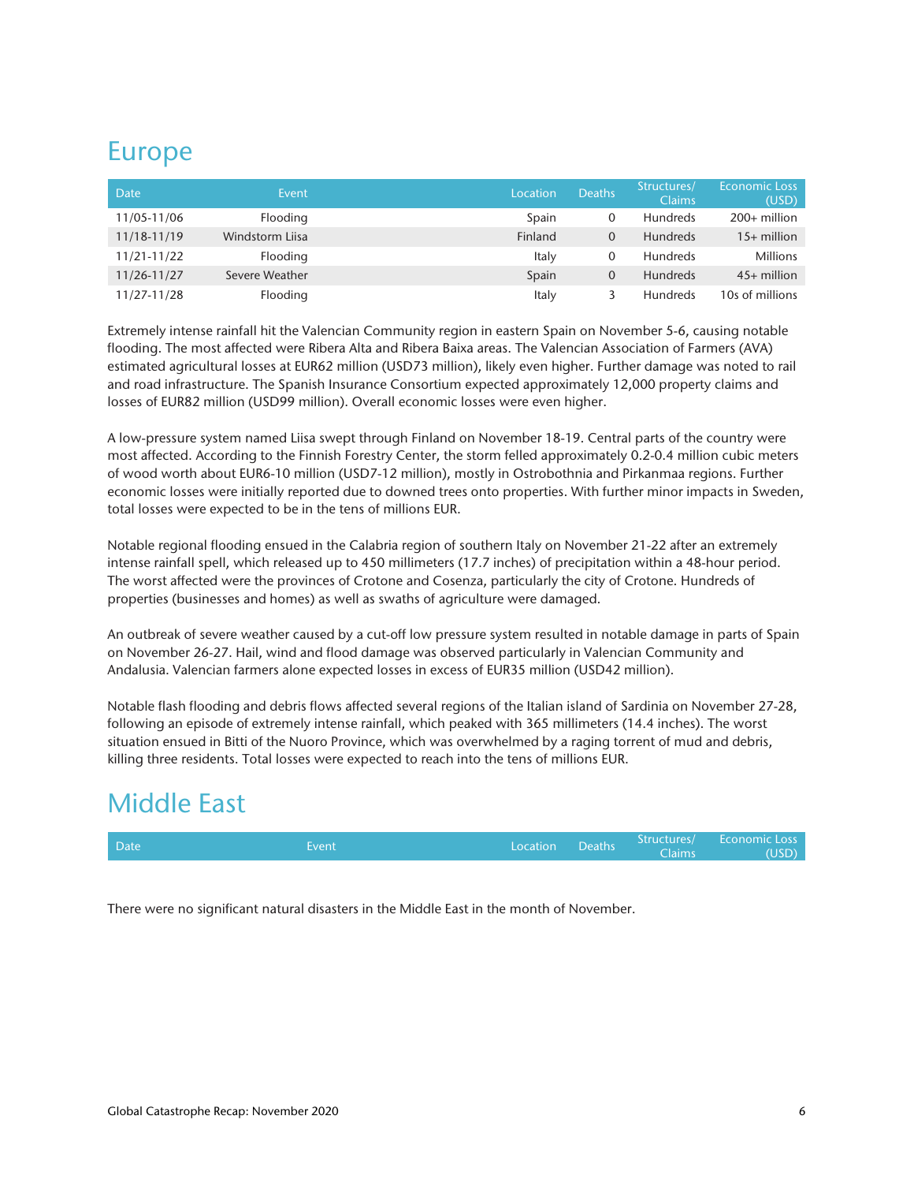# Europe

| Date | Event | Location | Deaths | Structures/ Claims | Economic Loss (USD) |
|---|---|---|---|---|---|
| 11/05-11/06 | Flooding | Spain | 0 | Hundreds | 200+ million |
| 11/18-11/19 | Windstorm Liisa | Finland | 0 | Hundreds | 15+ million |
| 11/21-11/22 | Flooding | Italy | 0 | Hundreds | Millions |
| 11/26-11/27 | Severe Weather | Spain | 0 | Hundreds | 45+ million |
| 11/27-11/28 | Flooding | Italy | 3 | Hundreds | 10s of millions |

Extremely intense rainfall hit the Valencian Community region in eastern Spain on November 5-6, causing notable flooding. The most affected were Ribera Alta and Ribera Baixa areas. The Valencian Association of Farmers (AVA) estimated agricultural losses at EUR62 million (USD73 million), likely even higher. Further damage was noted to rail and road infrastructure. The Spanish Insurance Consortium expected approximately 12,000 property claims and losses of EUR82 million (USD99 million). Overall economic losses were even higher.

A low-pressure system named Liisa swept through Finland on November 18-19. Central parts of the country were most affected. According to the Finnish Forestry Center, the storm felled approximately 0.2-0.4 million cubic meters of wood worth about EUR6-10 million (USD7-12 million), mostly in Ostrobothnia and Pirkanmaa regions. Further economic losses were initially reported due to downed trees onto properties. With further minor impacts in Sweden, total losses were expected to be in the tens of millions EUR.

Notable regional flooding ensued in the Calabria region of southern Italy on November 21-22 after an extremely intense rainfall spell, which released up to 450 millimeters (17.7 inches) of precipitation within a 48-hour period. The worst affected were the provinces of Crotone and Cosenza, particularly the city of Crotone. Hundreds of properties (businesses and homes) as well as swaths of agriculture were damaged.

An outbreak of severe weather caused by a cut-off low pressure system resulted in notable damage in parts of Spain on November 26-27. Hail, wind and flood damage was observed particularly in Valencian Community and Andalusia. Valencian farmers alone expected losses in excess of EUR35 million (USD42 million).

Notable flash flooding and debris flows affected several regions of the Italian island of Sardinia on November 27-28, following an episode of extremely intense rainfall, which peaked with 365 millimeters (14.4 inches). The worst situation ensued in Bitti of the Nuoro Province, which was overwhelmed by a raging torrent of mud and debris, killing three residents. Total losses were expected to reach into the tens of millions EUR.

# Middle East

| Date | Event | Location | Deaths | Structures/ Claims | Economic Loss (USD) |
|---|---|---|---|---|---|

There were no significant natural disasters in the Middle East in the month of November.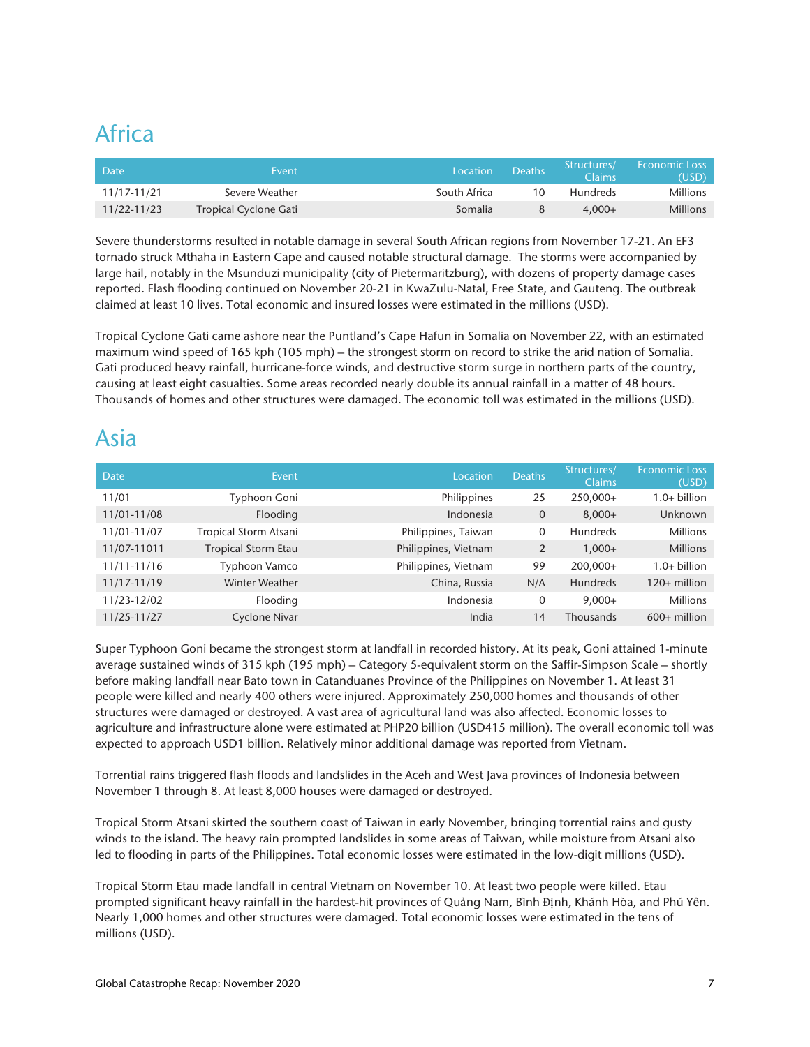# Africa

| Date | Event | Location | Deaths | Structures/ Claims | Economic Loss (USD) |
|---|---|---|---|---|---|
| 11/17-11/21 | Severe Weather | South Africa | 10 | Hundreds | Millions |
| 11/22-11/23 | Tropical Cyclone Gati | Somalia | 8 | 4,000+ | Millions |

Severe thunderstorms resulted in notable damage in several South African regions from November 17-21. An EF3 tornado struck Mthaha in Eastern Cape and caused notable structural damage. The storms were accompanied by large hail, notably in the Msunduzi municipality (city of Pietermaritzburg), with dozens of property damage cases reported. Flash flooding continued on November 20-21 in KwaZulu-Natal, Free State, and Gauteng. The outbreak claimed at least 10 lives. Total economic and insured losses were estimated in the millions (USD).

Tropical Cyclone Gati came ashore near the Puntland's Cape Hafun in Somalia on November 22, with an estimated maximum wind speed of 165 kph (105 mph) – the strongest storm on record to strike the arid nation of Somalia. Gati produced heavy rainfall, hurricane-force winds, and destructive storm surge in northern parts of the country, causing at least eight casualties. Some areas recorded nearly double its annual rainfall in a matter of 48 hours. Thousands of homes and other structures were damaged. The economic toll was estimated in the millions (USD).

# Asia

| Date | Event | Location | Deaths | Structures/ Claims | Economic Loss (USD) |
|---|---|---|---|---|---|
| 11/01 | Typhoon Goni | Philippines | 25 | 250,000+ | 1.0+ billion |
| 11/01-11/08 | Flooding | Indonesia | 0 | 8,000+ | Unknown |
| 11/01-11/07 | Tropical Storm Atsani | Philippines, Taiwan | 0 | Hundreds | Millions |
| 11/07-11011 | Tropical Storm Etau | Philippines, Vietnam | 2 | 1,000+ | Millions |
| 11/11-11/16 | Typhoon Vamco | Philippines, Vietnam | 99 | 200,000+ | 1.0+ billion |
| 11/17-11/19 | Winter Weather | China, Russia | N/A | Hundreds | 120+ million |
| 11/23-12/02 | Flooding | Indonesia | 0 | 9,000+ | Millions |
| 11/25-11/27 | Cyclone Nivar | India | 14 | Thousands | 600+ million |

Super Typhoon Goni became the strongest storm at landfall in recorded history. At its peak, Goni attained 1-minute average sustained winds of 315 kph (195 mph) – Category 5-equivalent storm on the Saffir-Simpson Scale – shortly before making landfall near Bato town in Catanduanes Province of the Philippines on November 1. At least 31 people were killed and nearly 400 others were injured. Approximately 250,000 homes and thousands of other structures were damaged or destroyed. A vast area of agricultural land was also affected. Economic losses to agriculture and infrastructure alone were estimated at PHP20 billion (USD415 million). The overall economic toll was expected to approach USD1 billion. Relatively minor additional damage was reported from Vietnam.

Torrential rains triggered flash floods and landslides in the Aceh and West Java provinces of Indonesia between November 1 through 8. At least 8,000 houses were damaged or destroyed.

Tropical Storm Atsani skirted the southern coast of Taiwan in early November, bringing torrential rains and gusty winds to the island. The heavy rain prompted landslides in some areas of Taiwan, while moisture from Atsani also led to flooding in parts of the Philippines. Total economic losses were estimated in the low-digit millions (USD).

Tropical Storm Etau made landfall in central Vietnam on November 10. At least two people were killed. Etau prompted significant heavy rainfall in the hardest-hit provinces of Quảng Nam, Bình Định, Khánh Hòa, and Phú Yên. Nearly 1,000 homes and other structures were damaged. Total economic losses were estimated in the tens of millions (USD).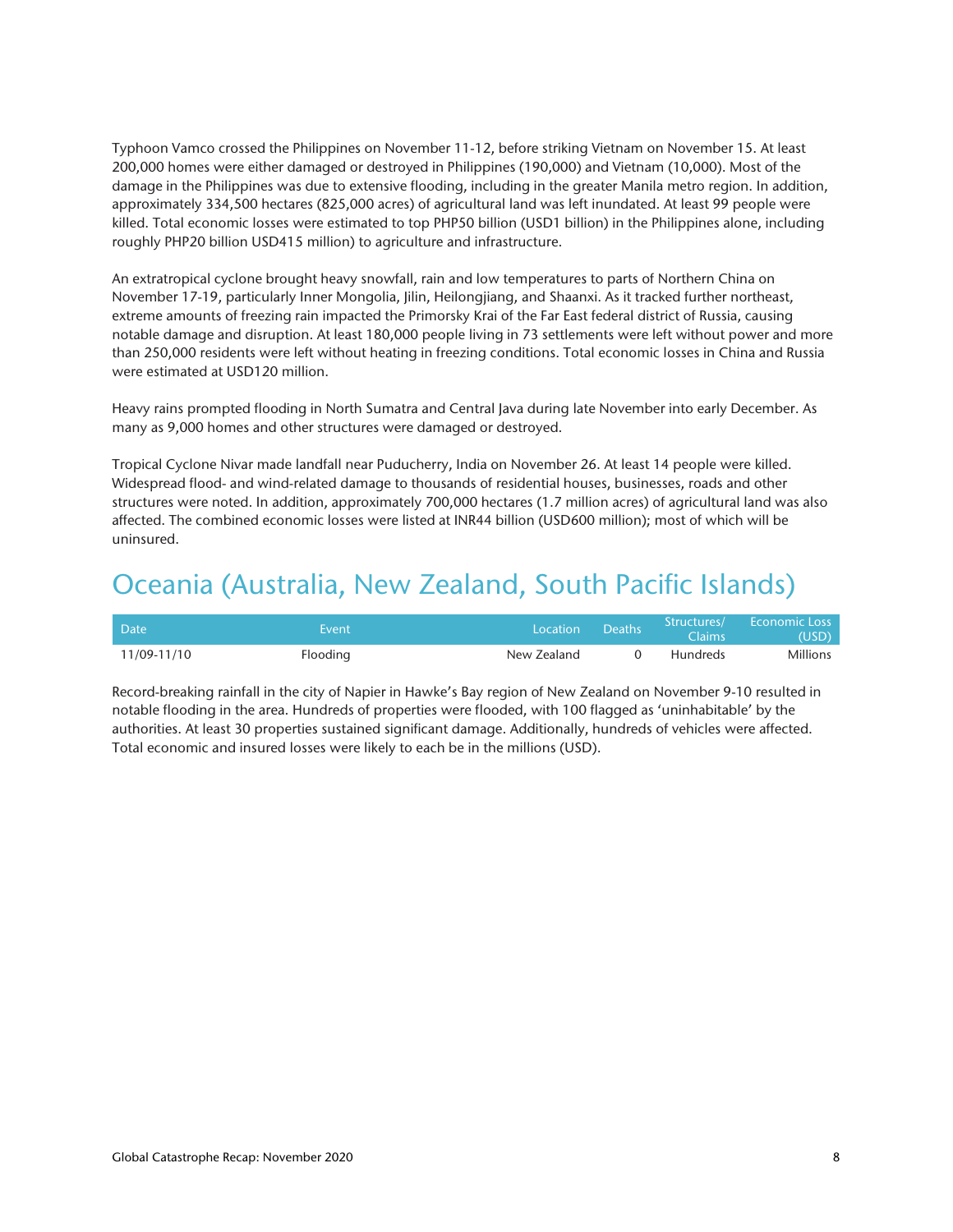Typhoon Vamco crossed the Philippines on November 11-12, before striking Vietnam on November 15. At least 200,000 homes were either damaged or destroyed in Philippines (190,000) and Vietnam (10,000). Most of the damage in the Philippines was due to extensive flooding, including in the greater Manila metro region. In addition, approximately 334,500 hectares (825,000 acres) of agricultural land was left inundated. At least 99 people were killed. Total economic losses were estimated to top PHP50 billion (USD1 billion) in the Philippines alone, including roughly PHP20 billion USD415 million) to agriculture and infrastructure.

An extratropical cyclone brought heavy snowfall, rain and low temperatures to parts of Northern China on November 17-19, particularly Inner Mongolia, Jilin, Heilongjiang, and Shaanxi. As it tracked further northeast, extreme amounts of freezing rain impacted the Primorsky Krai of the Far East federal district of Russia, causing notable damage and disruption. At least 180,000 people living in 73 settlements were left without power and more than 250,000 residents were left without heating in freezing conditions. Total economic losses in China and Russia were estimated at USD120 million.

Heavy rains prompted flooding in North Sumatra and Central Java during late November into early December. As many as 9,000 homes and other structures were damaged or destroyed.

Tropical Cyclone Nivar made landfall near Puducherry, India on November 26. At least 14 people were killed. Widespread flood- and wind-related damage to thousands of residential houses, businesses, roads and other structures were noted. In addition, approximately 700,000 hectares (1.7 million acres) of agricultural land was also affected. The combined economic losses were listed at INR44 billion (USD600 million); most of which will be uninsured.

# Oceania (Australia, New Zealand, South Pacific Islands)

| Date | Event | Location | Deaths | Structures/ Claims | Economic Loss (USD) |
|---|---|---|---|---|---|
| 11/09-11/10 | Flooding | New Zealand | 0 | Hundreds | Millions |

Record-breaking rainfall in the city of Napier in Hawke's Bay region of New Zealand on November 9-10 resulted in notable flooding in the area. Hundreds of properties were flooded, with 100 flagged as 'uninhabitable' by the authorities. At least 30 properties sustained significant damage. Additionally, hundreds of vehicles were affected. Total economic and insured losses were likely to each be in the millions (USD).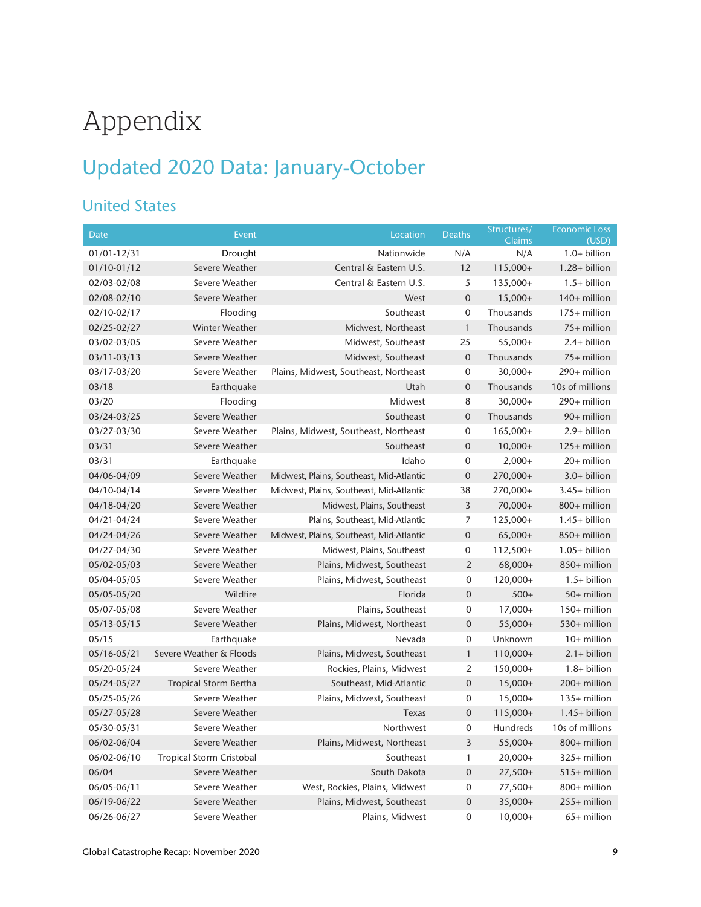# Appendix

## Updated 2020 Data: January-October

### United States

| Date | Event | Location | Deaths | Structures/ Claims | Economic Loss (USD) |
|---|---|---|---|---|---|
| 01/01-12/31 | Drought | Nationwide | N/A | N/A | 1.0+ billion |
| 01/10-01/12 | Severe Weather | Central & Eastern U.S. | 12 | 115,000+ | 1.28+ billion |
| 02/03-02/08 | Severe Weather | Central & Eastern U.S. | 5 | 135,000+ | 1.5+ billion |
| 02/08-02/10 | Severe Weather | West | 0 | 15,000+ | 140+ million |
| 02/10-02/17 | Flooding | Southeast | 0 | Thousands | 175+ million |
| 02/25-02/27 | Winter Weather | Midwest, Northeast | 1 | Thousands | 75+ million |
| 03/02-03/05 | Severe Weather | Midwest, Southeast | 25 | 55,000+ | 2.4+ billion |
| 03/11-03/13 | Severe Weather | Midwest, Southeast | 0 | Thousands | 75+ million |
| 03/17-03/20 | Severe Weather | Plains, Midwest, Southeast, Northeast | 0 | 30,000+ | 290+ million |
| 03/18 | Earthquake | Utah | 0 | Thousands | 10s of millions |
| 03/20 | Flooding | Midwest | 8 | 30,000+ | 290+ million |
| 03/24-03/25 | Severe Weather | Southeast | 0 | Thousands | 90+ million |
| 03/27-03/30 | Severe Weather | Plains, Midwest, Southeast, Northeast | 0 | 165,000+ | 2.9+ billion |
| 03/31 | Severe Weather | Southeast | 0 | 10,000+ | 125+ million |
| 03/31 | Earthquake | Idaho | 0 | 2,000+ | 20+ million |
| 04/06-04/09 | Severe Weather | Midwest, Plains, Southeast, Mid-Atlantic | 0 | 270,000+ | 3.0+ billion |
| 04/10-04/14 | Severe Weather | Midwest, Plains, Southeast, Mid-Atlantic | 38 | 270,000+ | 3.45+ billion |
| 04/18-04/20 | Severe Weather | Midwest, Plains, Southeast | 3 | 70,000+ | 800+ million |
| 04/21-04/24 | Severe Weather | Plains, Southeast, Mid-Atlantic | 7 | 125,000+ | 1.45+ billion |
| 04/24-04/26 | Severe Weather | Midwest, Plains, Southeast, Mid-Atlantic | 0 | 65,000+ | 850+ million |
| 04/27-04/30 | Severe Weather | Midwest, Plains, Southeast | 0 | 112,500+ | 1.05+ billion |
| 05/02-05/03 | Severe Weather | Plains, Midwest, Southeast | 2 | 68,000+ | 850+ million |
| 05/04-05/05 | Severe Weather | Plains, Midwest, Southeast | 0 | 120,000+ | 1.5+ billion |
| 05/05-05/20 | Wildfire | Florida | 0 | 500+ | 50+ million |
| 05/07-05/08 | Severe Weather | Plains, Southeast | 0 | 17,000+ | 150+ million |
| 05/13-05/15 | Severe Weather | Plains, Midwest, Northeast | 0 | 55,000+ | 530+ million |
| 05/15 | Earthquake | Nevada | 0 | Unknown | 10+ million |
| 05/16-05/21 | Severe Weather & Floods | Plains, Midwest, Southeast | 1 | 110,000+ | 2.1+ billion |
| 05/20-05/24 | Severe Weather | Rockies, Plains, Midwest | 2 | 150,000+ | 1.8+ billion |
| 05/24-05/27 | Tropical Storm Bertha | Southeast, Mid-Atlantic | 0 | 15,000+ | 200+ million |
| 05/25-05/26 | Severe Weather | Plains, Midwest, Southeast | 0 | 15,000+ | 135+ million |
| 05/27-05/28 | Severe Weather | Texas | 0 | 115,000+ | 1.45+ billion |
| 05/30-05/31 | Severe Weather | Northwest | 0 | Hundreds | 10s of millions |
| 06/02-06/04 | Severe Weather | Plains, Midwest, Northeast | 3 | 55,000+ | 800+ million |
| 06/02-06/10 | Tropical Storm Cristobal | Southeast | 1 | 20,000+ | 325+ million |
| 06/04 | Severe Weather | South Dakota | 0 | 27,500+ | 515+ million |
| 06/05-06/11 | Severe Weather | West, Rockies, Plains, Midwest | 0 | 77,500+ | 800+ million |
| 06/19-06/22 | Severe Weather | Plains, Midwest, Southeast | 0 | 35,000+ | 255+ million |
| 06/26-06/27 | Severe Weather | Plains, Midwest | 0 | 10,000+ | 65+ million |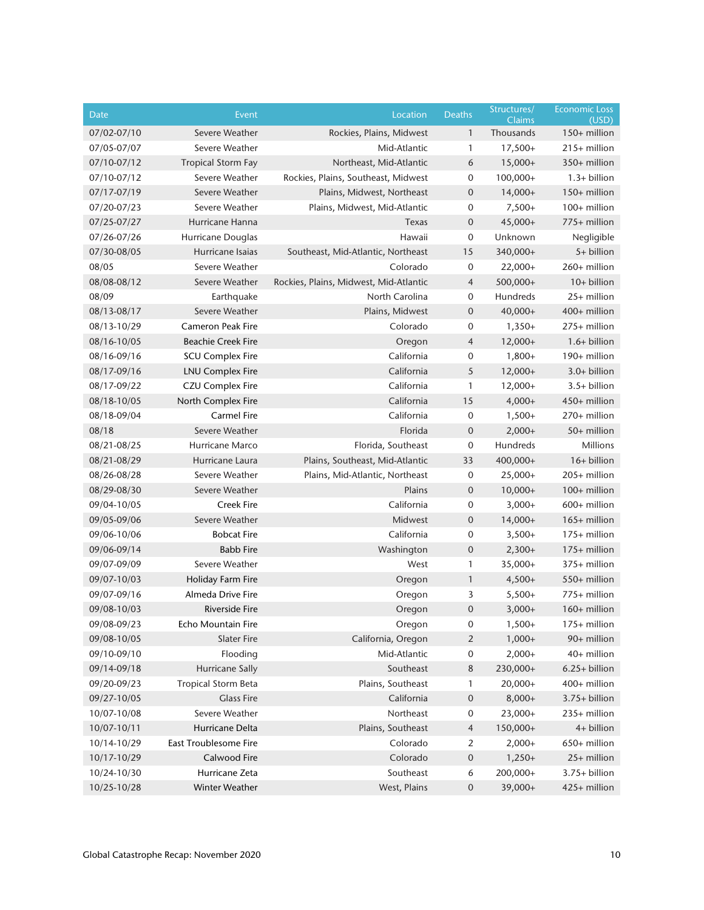| Date | Event | Location | Deaths | Structures/ Claims | Economic Loss (USD) |
|---|---|---|---|---|---|
| 07/02-07/10 | Severe Weather | Rockies, Plains, Midwest | 1 | Thousands | 150+ million |
| 07/05-07/07 | Severe Weather | Mid-Atlantic | 1 | 17,500+ | 215+ million |
| 07/10-07/12 | Tropical Storm Fay | Northeast, Mid-Atlantic | 6 | 15,000+ | 350+ million |
| 07/10-07/12 | Severe Weather | Rockies, Plains, Southeast, Midwest | 0 | 100,000+ | 1.3+ billion |
| 07/17-07/19 | Severe Weather | Plains, Midwest, Northeast | 0 | 14,000+ | 150+ million |
| 07/20-07/23 | Severe Weather | Plains, Midwest, Mid-Atlantic | 0 | 7,500+ | 100+ million |
| 07/25-07/27 | Hurricane Hanna | Texas | 0 | 45,000+ | 775+ million |
| 07/26-07/26 | Hurricane Douglas | Hawaii | 0 | Unknown | Negligible |
| 07/30-08/05 | Hurricane Isaias | Southeast, Mid-Atlantic, Northeast | 15 | 340,000+ | 5+ billion |
| 08/05 | Severe Weather | Colorado | 0 | 22,000+ | 260+ million |
| 08/08-08/12 | Severe Weather | Rockies, Plains, Midwest, Mid-Atlantic | 4 | 500,000+ | 10+ billion |
| 08/09 | Earthquake | North Carolina | 0 | Hundreds | 25+ million |
| 08/13-08/17 | Severe Weather | Plains, Midwest | 0 | 40,000+ | 400+ million |
| 08/13-10/29 | Cameron Peak Fire | Colorado | 0 | 1,350+ | 275+ million |
| 08/16-10/05 | Beachie Creek Fire | Oregon | 4 | 12,000+ | 1.6+ billion |
| 08/16-09/16 | SCU Complex Fire | California | 0 | 1,800+ | 190+ million |
| 08/17-09/16 | LNU Complex Fire | California | 5 | 12,000+ | 3.0+ billion |
| 08/17-09/22 | CZU Complex Fire | California | 1 | 12,000+ | 3.5+ billion |
| 08/18-10/05 | North Complex Fire | California | 15 | 4,000+ | 450+ million |
| 08/18-09/04 | Carmel Fire | California | 0 | 1,500+ | 270+ million |
| 08/18 | Severe Weather | Florida | 0 | 2,000+ | 50+ million |
| 08/21-08/25 | Hurricane Marco | Florida, Southeast | 0 | Hundreds | Millions |
| 08/21-08/29 | Hurricane Laura | Plains, Southeast, Mid-Atlantic | 33 | 400,000+ | 16+ billion |
| 08/26-08/28 | Severe Weather | Plains, Mid-Atlantic, Northeast | 0 | 25,000+ | 205+ million |
| 08/29-08/30 | Severe Weather | Plains | 0 | 10,000+ | 100+ million |
| 09/04-10/05 | Creek Fire | California | 0 | 3,000+ | 600+ million |
| 09/05-09/06 | Severe Weather | Midwest | 0 | 14,000+ | 165+ million |
| 09/06-10/06 | Bobcat Fire | California | 0 | 3,500+ | 175+ million |
| 09/06-09/14 | Babb Fire | Washington | 0 | 2,300+ | 175+ million |
| 09/07-09/09 | Severe Weather | West | 1 | 35,000+ | 375+ million |
| 09/07-10/03 | Holiday Farm Fire | Oregon | 1 | 4,500+ | 550+ million |
| 09/07-09/16 | Almeda Drive Fire | Oregon | 3 | 5,500+ | 775+ million |
| 09/08-10/03 | Riverside Fire | Oregon | 0 | 3,000+ | 160+ million |
| 09/08-09/23 | Echo Mountain Fire | Oregon | 0 | 1,500+ | 175+ million |
| 09/08-10/05 | Slater Fire | California, Oregon | 2 | 1,000+ | 90+ million |
| 09/10-09/10 | Flooding | Mid-Atlantic | 0 | 2,000+ | 40+ million |
| 09/14-09/18 | Hurricane Sally | Southeast | 8 | 230,000+ | 6.25+ billion |
| 09/20-09/23 | Tropical Storm Beta | Plains, Southeast | 1 | 20,000+ | 400+ million |
| 09/27-10/05 | Glass Fire | California | 0 | 8,000+ | 3.75+ billion |
| 10/07-10/08 | Severe Weather | Northeast | 0 | 23,000+ | 235+ million |
| 10/07-10/11 | Hurricane Delta | Plains, Southeast | 4 | 150,000+ | 4+ billion |
| 10/14-10/29 | East Troublesome Fire | Colorado | 2 | 2,000+ | 650+ million |
| 10/17-10/29 | Calwood Fire | Colorado | 0 | 1,250+ | 25+ million |
| 10/24-10/30 | Hurricane Zeta | Southeast | 6 | 200,000+ | 3.75+ billion |
| 10/25-10/28 | Winter Weather | West, Plains | 0 | 39,000+ | 425+ million |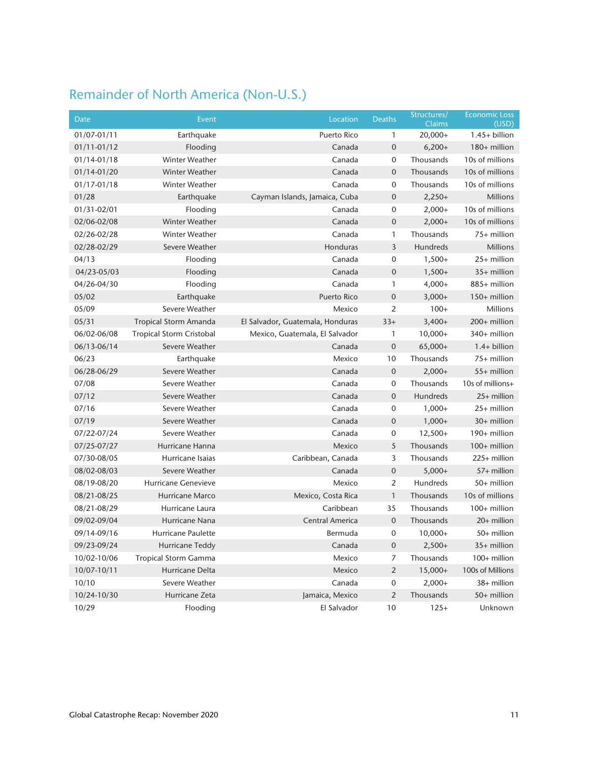## Remainder of North America (Non-U.S.)

| Date | Event | Location | Deaths | Structures/ Claims | Economic Loss (USD) |
|---|---|---|---|---|---|
| 01/07-01/11 | Earthquake | Puerto Rico | 1 | 20,000+ | 1.45+ billion |
| 01/11-01/12 | Flooding | Canada | 0 | 6,200+ | 180+ million |
| 01/14-01/18 | Winter Weather | Canada | 0 | Thousands | 10s of millions |
| 01/14-01/20 | Winter Weather | Canada | 0 | Thousands | 10s of millions |
| 01/17-01/18 | Winter Weather | Canada | 0 | Thousands | 10s of millions |
| 01/28 | Earthquake | Cayman Islands, Jamaica, Cuba | 0 | 2,250+ | Millions |
| 01/31-02/01 | Flooding | Canada | 0 | 2,000+ | 10s of millions |
| 02/06-02/08 | Winter Weather | Canada | 0 | 2,000+ | 10s of millions |
| 02/26-02/28 | Winter Weather | Canada | 1 | Thousands | 75+ million |
| 02/28-02/29 | Severe Weather | Honduras | 3 | Hundreds | Millions |
| 04/13 | Flooding | Canada | 0 | 1,500+ | 25+ million |
| 04/23-05/03 | Flooding | Canada | 0 | 1,500+ | 35+ million |
| 04/26-04/30 | Flooding | Canada | 1 | 4,000+ | 885+ million |
| 05/02 | Earthquake | Puerto Rico | 0 | 3,000+ | 150+ million |
| 05/09 | Severe Weather | Mexico | 2 | 100+ | Millions |
| 05/31 | Tropical Storm Amanda | El Salvador, Guatemala, Honduras | 33+ | 3,400+ | 200+ million |
| 06/02-06/08 | Tropical Storm Cristobal | Mexico, Guatemala, El Salvador | 1 | 10,000+ | 340+ million |
| 06/13-06/14 | Severe Weather | Canada | 0 | 65,000+ | 1.4+ billion |
| 06/23 | Earthquake | Mexico | 10 | Thousands | 75+ million |
| 06/28-06/29 | Severe Weather | Canada | 0 | 2,000+ | 55+ million |
| 07/08 | Severe Weather | Canada | 0 | Thousands | 10s of millions+ |
| 07/12 | Severe Weather | Canada | 0 | Hundreds | 25+ million |
| 07/16 | Severe Weather | Canada | 0 | 1,000+ | 25+ million |
| 07/19 | Severe Weather | Canada | 0 | 1,000+ | 30+ million |
| 07/22-07/24 | Severe Weather | Canada | 0 | 12,500+ | 190+ million |
| 07/25-07/27 | Hurricane Hanna | Mexico | 5 | Thousands | 100+ million |
| 07/30-08/05 | Hurricane Isaias | Caribbean, Canada | 3 | Thousands | 225+ million |
| 08/02-08/03 | Severe Weather | Canada | 0 | 5,000+ | 57+ million |
| 08/19-08/20 | Hurricane Genevieve | Mexico | 2 | Hundreds | 50+ million |
| 08/21-08/25 | Hurricane Marco | Mexico, Costa Rica | 1 | Thousands | 10s of millions |
| 08/21-08/29 | Hurricane Laura | Caribbean | 35 | Thousands | 100+ million |
| 09/02-09/04 | Hurricane Nana | Central America | 0 | Thousands | 20+ million |
| 09/14-09/16 | Hurricane Paulette | Bermuda | 0 | 10,000+ | 50+ million |
| 09/23-09/24 | Hurricane Teddy | Canada | 0 | 2,500+ | 35+ million |
| 10/02-10/06 | Tropical Storm Gamma | Mexico | 7 | Thousands | 100+ million |
| 10/07-10/11 | Hurricane Delta | Mexico | 2 | 15,000+ | 100s of Millions |
| 10/10 | Severe Weather | Canada | 0 | 2,000+ | 38+ million |
| 10/24-10/30 | Hurricane Zeta | Jamaica, Mexico | 2 | Thousands | 50+ million |
| 10/29 | Flooding | El Salvador | 10 | 125+ | Unknown |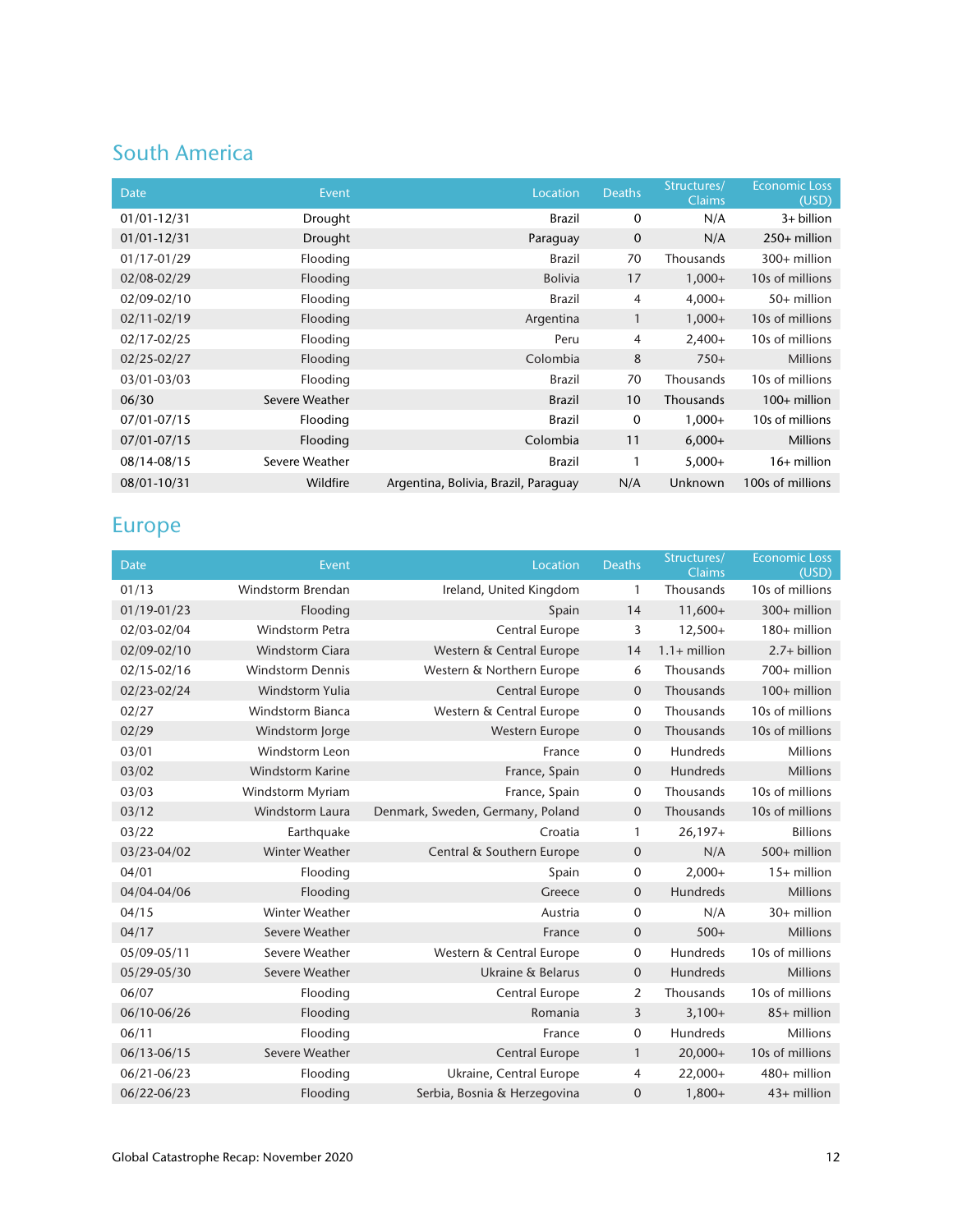## South America

| Date | Event | Location | Deaths | Structures/ Claims | Economic Loss (USD) |
|---|---|---|---|---|---|
| 01/01-12/31 | Drought | Brazil | 0 | N/A | 3+ billion |
| 01/01-12/31 | Drought | Paraguay | 0 | N/A | 250+ million |
| 01/17-01/29 | Flooding | Brazil | 70 | Thousands | 300+ million |
| 02/08-02/29 | Flooding | Bolivia | 17 | 1,000+ | 10s of millions |
| 02/09-02/10 | Flooding | Brazil | 4 | 4,000+ | 50+ million |
| 02/11-02/19 | Flooding | Argentina | 1 | 1,000+ | 10s of millions |
| 02/17-02/25 | Flooding | Peru | 4 | 2,400+ | 10s of millions |
| 02/25-02/27 | Flooding | Colombia | 8 | 750+ | Millions |
| 03/01-03/03 | Flooding | Brazil | 70 | Thousands | 10s of millions |
| 06/30 | Severe Weather | Brazil | 10 | Thousands | 100+ million |
| 07/01-07/15 | Flooding | Brazil | 0 | 1,000+ | 10s of millions |
| 07/01-07/15 | Flooding | Colombia | 11 | 6,000+ | Millions |
| 08/14-08/15 | Severe Weather | Brazil | 1 | 5,000+ | 16+ million |
| 08/01-10/31 | Wildfire | Argentina, Bolivia, Brazil, Paraguay | N/A | Unknown | 100s of millions |

## Europe

| Date | Event | Location | Deaths | Structures/ Claims | Economic Loss (USD) |
|---|---|---|---|---|---|
| 01/13 | Windstorm Brendan | Ireland, United Kingdom | 1 | Thousands | 10s of millions |
| 01/19-01/23 | Flooding | Spain | 14 | 11,600+ | 300+ million |
| 02/03-02/04 | Windstorm Petra | Central Europe | 3 | 12,500+ | 180+ million |
| 02/09-02/10 | Windstorm Ciara | Western & Central Europe | 14 | 1.1+ million | 2.7+ billion |
| 02/15-02/16 | Windstorm Dennis | Western & Northern Europe | 6 | Thousands | 700+ million |
| 02/23-02/24 | Windstorm Yulia | Central Europe | 0 | Thousands | 100+ million |
| 02/27 | Windstorm Bianca | Western & Central Europe | 0 | Thousands | 10s of millions |
| 02/29 | Windstorm Jorge | Western Europe | 0 | Thousands | 10s of millions |
| 03/01 | Windstorm Leon | France | 0 | Hundreds | Millions |
| 03/02 | Windstorm Karine | France, Spain | 0 | Hundreds | Millions |
| 03/03 | Windstorm Myriam | France, Spain | 0 | Thousands | 10s of millions |
| 03/12 | Windstorm Laura | Denmark, Sweden, Germany, Poland | 0 | Thousands | 10s of millions |
| 03/22 | Earthquake | Croatia | 1 | 26,197+ | Billions |
| 03/23-04/02 | Winter Weather | Central & Southern Europe | 0 | N/A | 500+ million |
| 04/01 | Flooding | Spain | 0 | 2,000+ | 15+ million |
| 04/04-04/06 | Flooding | Greece | 0 | Hundreds | Millions |
| 04/15 | Winter Weather | Austria | 0 | N/A | 30+ million |
| 04/17 | Severe Weather | France | 0 | 500+ | Millions |
| 05/09-05/11 | Severe Weather | Western & Central Europe | 0 | Hundreds | 10s of millions |
| 05/29-05/30 | Severe Weather | Ukraine & Belarus | 0 | Hundreds | Millions |
| 06/07 | Flooding | Central Europe | 2 | Thousands | 10s of millions |
| 06/10-06/26 | Flooding | Romania | 3 | 3,100+ | 85+ million |
| 06/11 | Flooding | France | 0 | Hundreds | Millions |
| 06/13-06/15 | Severe Weather | Central Europe | 1 | 20,000+ | 10s of millions |
| 06/21-06/23 | Flooding | Ukraine, Central Europe | 4 | 22,000+ | 480+ million |
| 06/22-06/23 | Flooding | Serbia, Bosnia & Herzegovina | 0 | 1,800+ | 43+ million |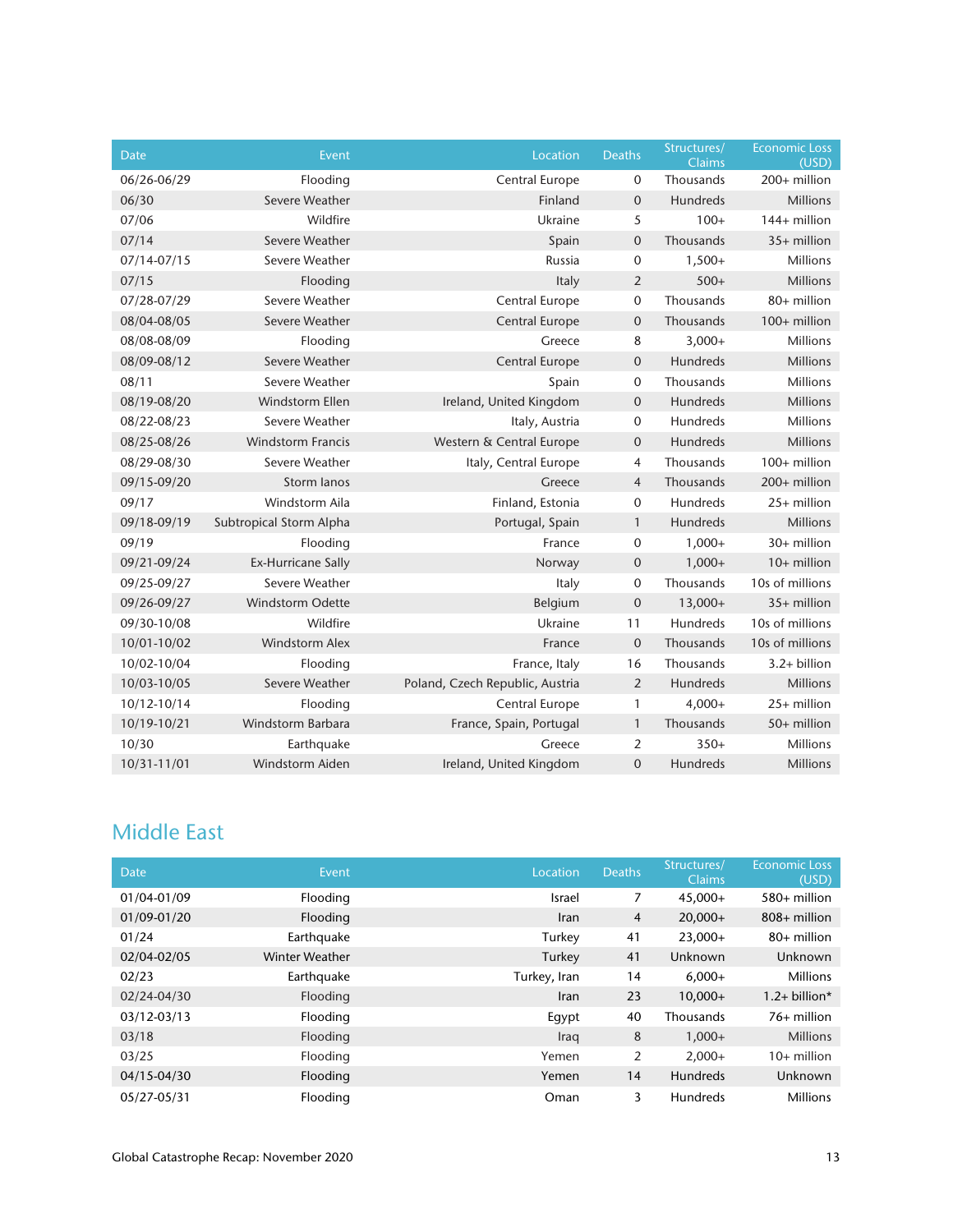| Date | Event | Location | Deaths | Structures/ Claims | Economic Loss (USD) |
|---|---|---|---|---|---|
| 06/26-06/29 | Flooding | Central Europe | 0 | Thousands | 200+ million |
| 06/30 | Severe Weather | Finland | 0 | Hundreds | Millions |
| 07/06 | Wildfire | Ukraine | 5 | 100+ | 144+ million |
| 07/14 | Severe Weather | Spain | 0 | Thousands | 35+ million |
| 07/14-07/15 | Severe Weather | Russia | 0 | 1,500+ | Millions |
| 07/15 | Flooding | Italy | 2 | 500+ | Millions |
| 07/28-07/29 | Severe Weather | Central Europe | 0 | Thousands | 80+ million |
| 08/04-08/05 | Severe Weather | Central Europe | 0 | Thousands | 100+ million |
| 08/08-08/09 | Flooding | Greece | 8 | 3,000+ | Millions |
| 08/09-08/12 | Severe Weather | Central Europe | 0 | Hundreds | Millions |
| 08/11 | Severe Weather | Spain | 0 | Thousands | Millions |
| 08/19-08/20 | Windstorm Ellen | Ireland, United Kingdom | 0 | Hundreds | Millions |
| 08/22-08/23 | Severe Weather | Italy, Austria | 0 | Hundreds | Millions |
| 08/25-08/26 | Windstorm Francis | Western & Central Europe | 0 | Hundreds | Millions |
| 08/29-08/30 | Severe Weather | Italy, Central Europe | 4 | Thousands | 100+ million |
| 09/15-09/20 | Storm Ianos | Greece | 4 | Thousands | 200+ million |
| 09/17 | Windstorm Aila | Finland, Estonia | 0 | Hundreds | 25+ million |
| 09/18-09/19 | Subtropical Storm Alpha | Portugal, Spain | 1 | Hundreds | Millions |
| 09/19 | Flooding | France | 0 | 1,000+ | 30+ million |
| 09/21-09/24 | Ex-Hurricane Sally | Norway | 0 | 1,000+ | 10+ million |
| 09/25-09/27 | Severe Weather | Italy | 0 | Thousands | 10s of millions |
| 09/26-09/27 | Windstorm Odette | Belgium | 0 | 13,000+ | 35+ million |
| 09/30-10/08 | Wildfire | Ukraine | 11 | Hundreds | 10s of millions |
| 10/01-10/02 | Windstorm Alex | France | 0 | Thousands | 10s of millions |
| 10/02-10/04 | Flooding | France, Italy | 16 | Thousands | 3.2+ billion |
| 10/03-10/05 | Severe Weather | Poland, Czech Republic, Austria | 2 | Hundreds | Millions |
| 10/12-10/14 | Flooding | Central Europe | 1 | 4,000+ | 25+ million |
| 10/19-10/21 | Windstorm Barbara | France, Spain, Portugal | 1 | Thousands | 50+ million |
| 10/30 | Earthquake | Greece | 2 | 350+ | Millions |
| 10/31-11/01 | Windstorm Aiden | Ireland, United Kingdom | 0 | Hundreds | Millions |

## Middle East

| Date | Event | Location | Deaths | Structures/ Claims | Economic Loss (USD) |
|---|---|---|---|---|---|
| 01/04-01/09 | Flooding | Israel | 7 | 45,000+ | 580+ million |
| 01/09-01/20 | Flooding | Iran | 4 | 20,000+ | 808+ million |
| 01/24 | Earthquake | Turkey | 41 | 23,000+ | 80+ million |
| 02/04-02/05 | Winter Weather | Turkey | 41 | Unknown | Unknown |
| 02/23 | Earthquake | Turkey, Iran | 14 | 6,000+ | Millions |
| 02/24-04/30 | Flooding | Iran | 23 | 10,000+ | 1.2+ billion* |
| 03/12-03/13 | Flooding | Egypt | 40 | Thousands | 76+ million |
| 03/18 | Flooding | Iraq | 8 | 1,000+ | Millions |
| 03/25 | Flooding | Yemen | 2 | 2,000+ | 10+ million |
| 04/15-04/30 | Flooding | Yemen | 14 | Hundreds | Unknown |
| 05/27-05/31 | Flooding | Oman | 3 | Hundreds | Millions |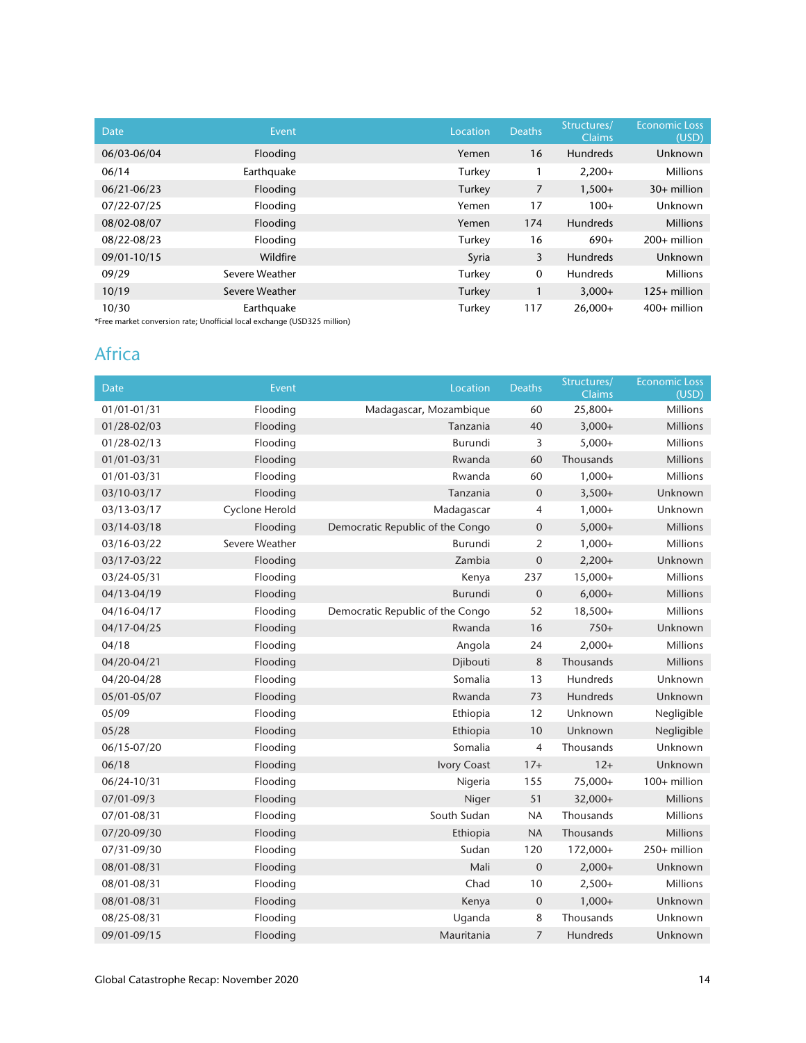| Date | Event | Location | Deaths | Structures/ Claims | Economic Loss (USD) |
|---|---|---|---|---|---|
| 06/03-06/04 | Flooding | Yemen | 16 | Hundreds | Unknown |
| 06/14 | Earthquake | Turkey | 1 | 2,200+ | Millions |
| 06/21-06/23 | Flooding | Turkey | 7 | 1,500+ | 30+ million |
| 07/22-07/25 | Flooding | Yemen | 17 | 100+ | Unknown |
| 08/02-08/07 | Flooding | Yemen | 174 | Hundreds | Millions |
| 08/22-08/23 | Flooding | Turkey | 16 | 690+ | 200+ million |
| 09/01-10/15 | Wildfire | Syria | 3 | Hundreds | Unknown |
| 09/29 | Severe Weather | Turkey | 0 | Hundreds | Millions |
| 10/19 | Severe Weather | Turkey | 1 | 3,000+ | 125+ million |
| 10/30 | Earthquake | Turkey | 117 | 26,000+ | 400+ million |

*Free market conversion rate; Unofficial local exchange (USD325 million)

## Africa

| Date | Event | Location | Deaths | Structures/ Claims | Economic Loss (USD) |
|---|---|---|---|---|---|
| 01/01-01/31 | Flooding | Madagascar, Mozambique | 60 | 25,800+ | Millions |
| 01/28-02/03 | Flooding | Tanzania | 40 | 3,000+ | Millions |
| 01/28-02/13 | Flooding | Burundi | 3 | 5,000+ | Millions |
| 01/01-03/31 | Flooding | Rwanda | 60 | Thousands | Millions |
| 01/01-03/31 | Flooding | Rwanda | 60 | 1,000+ | Millions |
| 03/10-03/17 | Flooding | Tanzania | 0 | 3,500+ | Unknown |
| 03/13-03/17 | Cyclone Herold | Madagascar | 4 | 1,000+ | Unknown |
| 03/14-03/18 | Flooding | Democratic Republic of the Congo | 0 | 5,000+ | Millions |
| 03/16-03/22 | Severe Weather | Burundi | 2 | 1,000+ | Millions |
| 03/17-03/22 | Flooding | Zambia | 0 | 2,200+ | Unknown |
| 03/24-05/31 | Flooding | Kenya | 237 | 15,000+ | Millions |
| 04/13-04/19 | Flooding | Burundi | 0 | 6,000+ | Millions |
| 04/16-04/17 | Flooding | Democratic Republic of the Congo | 52 | 18,500+ | Millions |
| 04/17-04/25 | Flooding | Rwanda | 16 | 750+ | Unknown |
| 04/18 | Flooding | Angola | 24 | 2,000+ | Millions |
| 04/20-04/21 | Flooding | Djibouti | 8 | Thousands | Millions |
| 04/20-04/28 | Flooding | Somalia | 13 | Hundreds | Unknown |
| 05/01-05/07 | Flooding | Rwanda | 73 | Hundreds | Unknown |
| 05/09 | Flooding | Ethiopia | 12 | Unknown | Negligible |
| 05/28 | Flooding | Ethiopia | 10 | Unknown | Negligible |
| 06/15-07/20 | Flooding | Somalia | 4 | Thousands | Unknown |
| 06/18 | Flooding | Ivory Coast | 17+ | 12+ | Unknown |
| 06/24-10/31 | Flooding | Nigeria | 155 | 75,000+ | 100+ million |
| 07/01-09/3 | Flooding | Niger | 51 | 32,000+ | Millions |
| 07/01-08/31 | Flooding | South Sudan | NA | Thousands | Millions |
| 07/20-09/30 | Flooding | Ethiopia | NA | Thousands | Millions |
| 07/31-09/30 | Flooding | Sudan | 120 | 172,000+ | 250+ million |
| 08/01-08/31 | Flooding | Mali | 0 | 2,000+ | Unknown |
| 08/01-08/31 | Flooding | Chad | 10 | 2,500+ | Millions |
| 08/01-08/31 | Flooding | Kenya | 0 | 1,000+ | Unknown |
| 08/25-08/31 | Flooding | Uganda | 8 | Thousands | Unknown |
| 09/01-09/15 | Flooding | Mauritania | 7 | Hundreds | Unknown |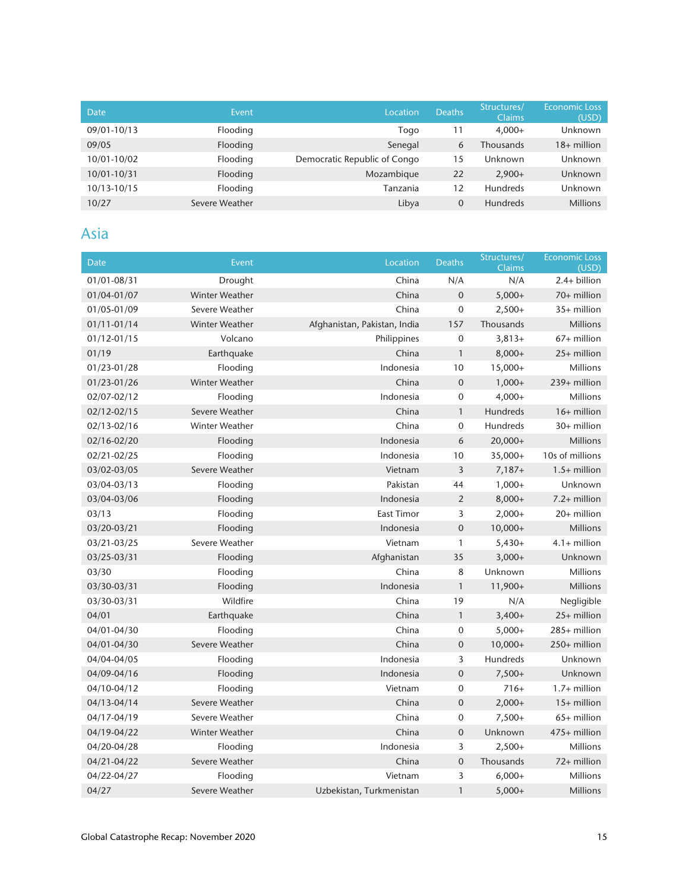| Date | Event | Location | Deaths | Structures/ Claims | Economic Loss (USD) |
|---|---|---|---|---|---|
| 09/01-10/13 | Flooding | Togo | 11 | 4,000+ | Unknown |
| 09/05 | Flooding | Senegal | 6 | Thousands | 18+ million |
| 10/01-10/02 | Flooding | Democratic Republic of Congo | 15 | Unknown | Unknown |
| 10/01-10/31 | Flooding | Mozambique | 22 | 2,900+ | Unknown |
| 10/13-10/15 | Flooding | Tanzania | 12 | Hundreds | Unknown |
| 10/27 | Severe Weather | Libya | 0 | Hundreds | Millions |

## Asia

| Date | Event | Location | Deaths | Structures/ Claims | Economic Loss (USD) |
|---|---|---|---|---|---|
| 01/01-08/31 | Drought | China | N/A | N/A | 2.4+ billion |
| 01/04-01/07 | Winter Weather | China | 0 | 5,000+ | 70+ million |
| 01/05-01/09 | Severe Weather | China | 0 | 2,500+ | 35+ million |
| 01/11-01/14 | Winter Weather | Afghanistan, Pakistan, India | 157 | Thousands | Millions |
| 01/12-01/15 | Volcano | Philippines | 0 | 3,813+ | 67+ million |
| 01/19 | Earthquake | China | 1 | 8,000+ | 25+ million |
| 01/23-01/28 | Flooding | Indonesia | 10 | 15,000+ | Millions |
| 01/23-01/26 | Winter Weather | China | 0 | 1,000+ | 239+ million |
| 02/07-02/12 | Flooding | Indonesia | 0 | 4,000+ | Millions |
| 02/12-02/15 | Severe Weather | China | 1 | Hundreds | 16+ million |
| 02/13-02/16 | Winter Weather | China | 0 | Hundreds | 30+ million |
| 02/16-02/20 | Flooding | Indonesia | 6 | 20,000+ | Millions |
| 02/21-02/25 | Flooding | Indonesia | 10 | 35,000+ | 10s of millions |
| 03/02-03/05 | Severe Weather | Vietnam | 3 | 7,187+ | 1.5+ million |
| 03/04-03/13 | Flooding | Pakistan | 44 | 1,000+ | Unknown |
| 03/04-03/06 | Flooding | Indonesia | 2 | 8,000+ | 7.2+ million |
| 03/13 | Flooding | East Timor | 3 | 2,000+ | 20+ million |
| 03/20-03/21 | Flooding | Indonesia | 0 | 10,000+ | Millions |
| 03/21-03/25 | Severe Weather | Vietnam | 1 | 5,430+ | 4.1+ million |
| 03/25-03/31 | Flooding | Afghanistan | 35 | 3,000+ | Unknown |
| 03/30 | Flooding | China | 8 | Unknown | Millions |
| 03/30-03/31 | Flooding | Indonesia | 1 | 11,900+ | Millions |
| 03/30-03/31 | Wildfire | China | 19 | N/A | Negligible |
| 04/01 | Earthquake | China | 1 | 3,400+ | 25+ million |
| 04/01-04/30 | Flooding | China | 0 | 5,000+ | 285+ million |
| 04/01-04/30 | Severe Weather | China | 0 | 10,000+ | 250+ million |
| 04/04-04/05 | Flooding | Indonesia | 3 | Hundreds | Unknown |
| 04/09-04/16 | Flooding | Indonesia | 0 | 7,500+ | Unknown |
| 04/10-04/12 | Flooding | Vietnam | 0 | 716+ | 1.7+ million |
| 04/13-04/14 | Severe Weather | China | 0 | 2,000+ | 15+ million |
| 04/17-04/19 | Severe Weather | China | 0 | 7,500+ | 65+ million |
| 04/19-04/22 | Winter Weather | China | 0 | Unknown | 475+ million |
| 04/20-04/28 | Flooding | Indonesia | 3 | 2,500+ | Millions |
| 04/21-04/22 | Severe Weather | China | 0 | Thousands | 72+ million |
| 04/22-04/27 | Flooding | Vietnam | 3 | 6,000+ | Millions |
| 04/27 | Severe Weather | Uzbekistan, Turkmenistan | 1 | 5,000+ | Millions |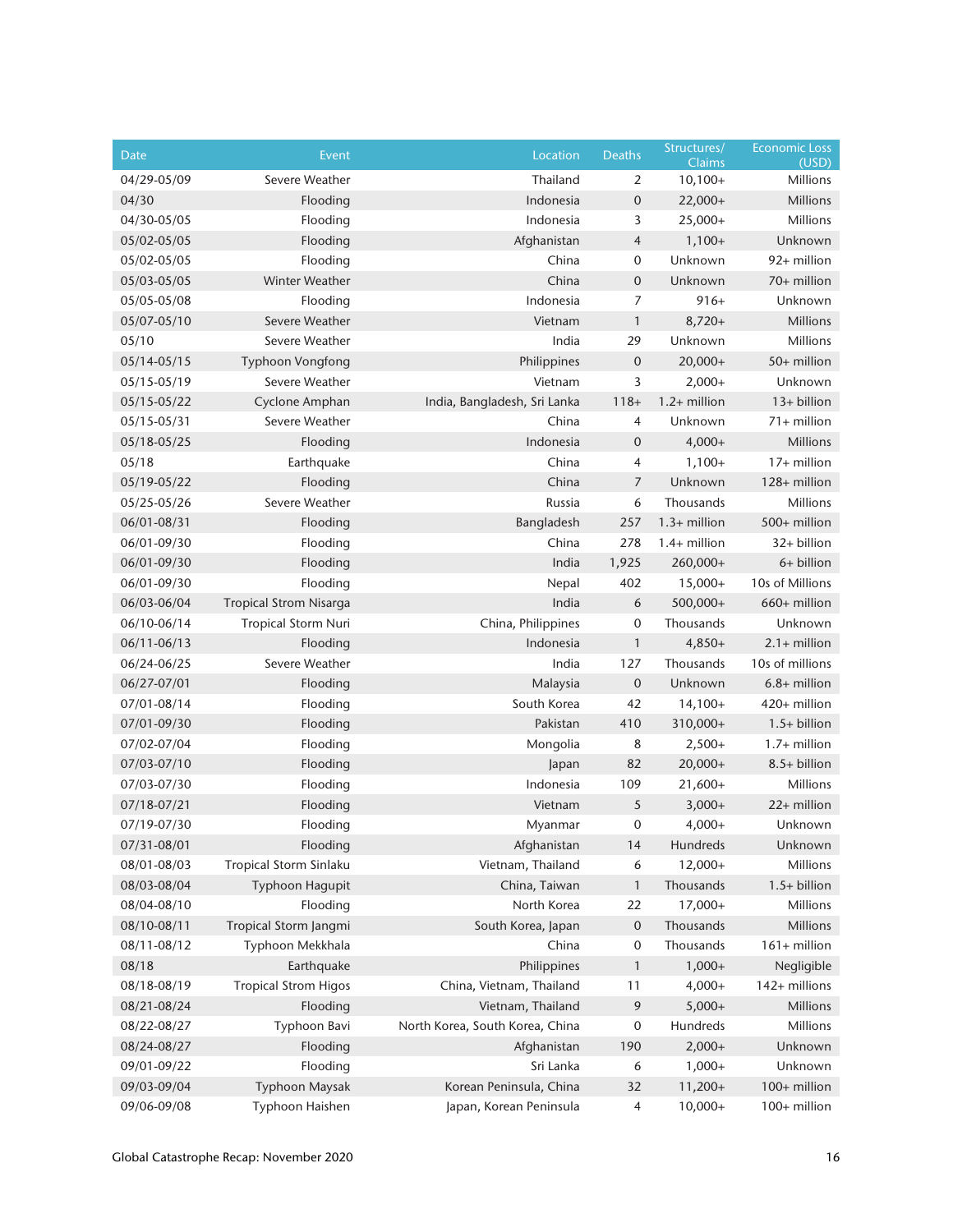| Date | Event | Location | Deaths | Structures/ Claims | Economic Loss (USD) |
|---|---|---|---|---|---|
| 04/29-05/09 | Severe Weather | Thailand | 2 | 10,100+ | Millions |
| 04/30 | Flooding | Indonesia | 0 | 22,000+ | Millions |
| 04/30-05/05 | Flooding | Indonesia | 3 | 25,000+ | Millions |
| 05/02-05/05 | Flooding | Afghanistan | 4 | 1,100+ | Unknown |
| 05/02-05/05 | Flooding | China | 0 | Unknown | 92+ million |
| 05/03-05/05 | Winter Weather | China | 0 | Unknown | 70+ million |
| 05/05-05/08 | Flooding | Indonesia | 7 | 916+ | Unknown |
| 05/07-05/10 | Severe Weather | Vietnam | 1 | 8,720+ | Millions |
| 05/10 | Severe Weather | India | 29 | Unknown | Millions |
| 05/14-05/15 | Typhoon Vongfong | Philippines | 0 | 20,000+ | 50+ million |
| 05/15-05/19 | Severe Weather | Vietnam | 3 | 2,000+ | Unknown |
| 05/15-05/22 | Cyclone Amphan | India, Bangladesh, Sri Lanka | 118+ | 1.2+ million | 13+ billion |
| 05/15-05/31 | Severe Weather | China | 4 | Unknown | 71+ million |
| 05/18-05/25 | Flooding | Indonesia | 0 | 4,000+ | Millions |
| 05/18 | Earthquake | China | 4 | 1,100+ | 17+ million |
| 05/19-05/22 | Flooding | China | 7 | Unknown | 128+ million |
| 05/25-05/26 | Severe Weather | Russia | 6 | Thousands | Millions |
| 06/01-08/31 | Flooding | Bangladesh | 257 | 1.3+ million | 500+ million |
| 06/01-09/30 | Flooding | China | 278 | 1.4+ million | 32+ billion |
| 06/01-09/30 | Flooding | India | 1,925 | 260,000+ | 6+ billion |
| 06/01-09/30 | Flooding | Nepal | 402 | 15,000+ | 10s of Millions |
| 06/03-06/04 | Tropical Strom Nisarga | India | 6 | 500,000+ | 660+ million |
| 06/10-06/14 | Tropical Storm Nuri | China, Philippines | 0 | Thousands | Unknown |
| 06/11-06/13 | Flooding | Indonesia | 1 | 4,850+ | 2.1+ million |
| 06/24-06/25 | Severe Weather | India | 127 | Thousands | 10s of millions |
| 06/27-07/01 | Flooding | Malaysia | 0 | Unknown | 6.8+ million |
| 07/01-08/14 | Flooding | South Korea | 42 | 14,100+ | 420+ million |
| 07/01-09/30 | Flooding | Pakistan | 410 | 310,000+ | 1.5+ billion |
| 07/02-07/04 | Flooding | Mongolia | 8 | 2,500+ | 1.7+ million |
| 07/03-07/10 | Flooding | Japan | 82 | 20,000+ | 8.5+ billion |
| 07/03-07/30 | Flooding | Indonesia | 109 | 21,600+ | Millions |
| 07/18-07/21 | Flooding | Vietnam | 5 | 3,000+ | 22+ million |
| 07/19-07/30 | Flooding | Myanmar | 0 | 4,000+ | Unknown |
| 07/31-08/01 | Flooding | Afghanistan | 14 | Hundreds | Unknown |
| 08/01-08/03 | Tropical Storm Sinlaku | Vietnam, Thailand | 6 | 12,000+ | Millions |
| 08/03-08/04 | Typhoon Hagupit | China, Taiwan | 1 | Thousands | 1.5+ billion |
| 08/04-08/10 | Flooding | North Korea | 22 | 17,000+ | Millions |
| 08/10-08/11 | Tropical Storm Jangmi | South Korea, Japan | 0 | Thousands | Millions |
| 08/11-08/12 | Typhoon Mekkhala | China | 0 | Thousands | 161+ million |
| 08/18 | Earthquake | Philippines | 1 | 1,000+ | Negligible |
| 08/18-08/19 | Tropical Strom Higos | China, Vietnam, Thailand | 11 | 4,000+ | 142+ millions |
| 08/21-08/24 | Flooding | Vietnam, Thailand | 9 | 5,000+ | Millions |
| 08/22-08/27 | Typhoon Bavi | North Korea, South Korea, China | 0 | Hundreds | Millions |
| 08/24-08/27 | Flooding | Afghanistan | 190 | 2,000+ | Unknown |
| 09/01-09/22 | Flooding | Sri Lanka | 6 | 1,000+ | Unknown |
| 09/03-09/04 | Typhoon Maysak | Korean Peninsula, China | 32 | 11,200+ | 100+ million |
| 09/06-09/08 | Typhoon Haishen | Japan, Korean Peninsula | 4 | 10,000+ | 100+ million |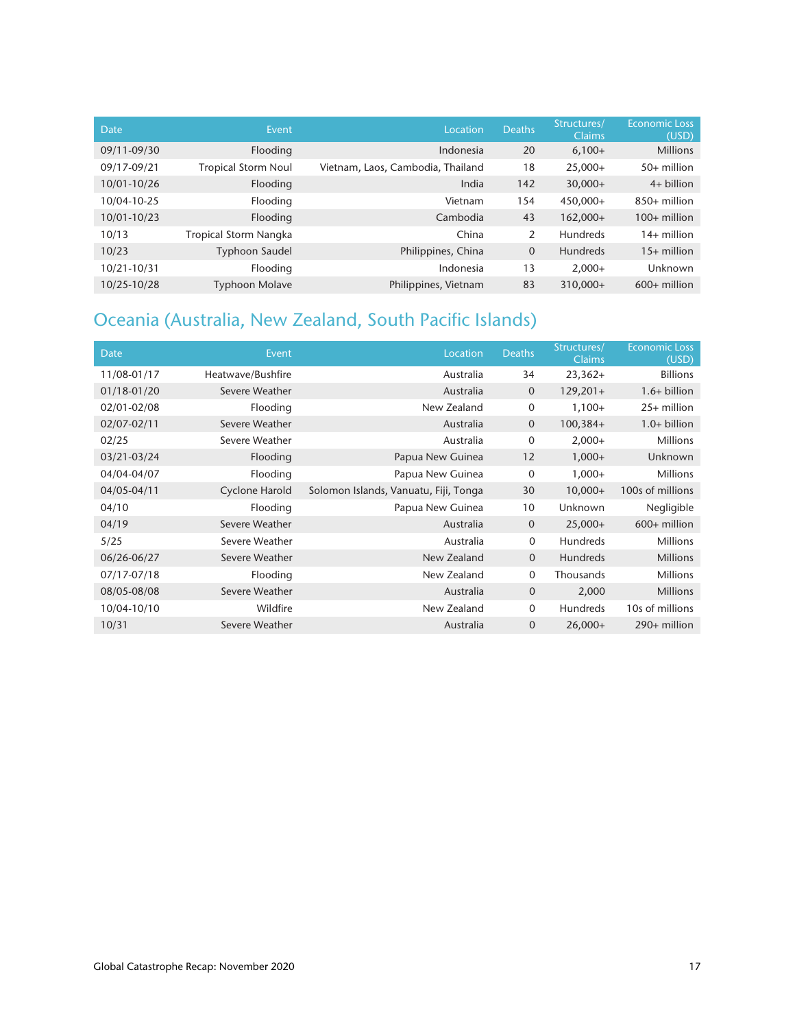| Date | Event | Location | Deaths | Structures/ Claims | Economic Loss (USD) |
|---|---|---|---|---|---|
| 09/11-09/30 | Flooding | Indonesia | 20 | 6,100+ | Millions |
| 09/17-09/21 | Tropical Storm Noul | Vietnam, Laos, Cambodia, Thailand | 18 | 25,000+ | 50+ million |
| 10/01-10/26 | Flooding | India | 142 | 30,000+ | 4+ billion |
| 10/04-10-25 | Flooding | Vietnam | 154 | 450,000+ | 850+ million |
| 10/01-10/23 | Flooding | Cambodia | 43 | 162,000+ | 100+ million |
| 10/13 | Tropical Storm Nangka | China | 2 | Hundreds | 14+ million |
| 10/23 | Typhoon Saudel | Philippines, China | 0 | Hundreds | 15+ million |
| 10/21-10/31 | Flooding | Indonesia | 13 | 2,000+ | Unknown |
| 10/25-10/28 | Typhoon Molave | Philippines, Vietnam | 83 | 310,000+ | 600+ million |

## Oceania (Australia, New Zealand, South Pacific Islands)

| Date | Event | Location | Deaths | Structures/ Claims | Economic Loss (USD) |
|---|---|---|---|---|---|
| 11/08-01/17 | Heatwave/Bushfire | Australia | 34 | 23,362+ | Billions |
| 01/18-01/20 | Severe Weather | Australia | 0 | 129,201+ | 1.6+ billion |
| 02/01-02/08 | Flooding | New Zealand | 0 | 1,100+ | 25+ million |
| 02/07-02/11 | Severe Weather | Australia | 0 | 100,384+ | 1.0+ billion |
| 02/25 | Severe Weather | Australia | 0 | 2,000+ | Millions |
| 03/21-03/24 | Flooding | Papua New Guinea | 12 | 1,000+ | Unknown |
| 04/04-04/07 | Flooding | Papua New Guinea | 0 | 1,000+ | Millions |
| 04/05-04/11 | Cyclone Harold | Solomon Islands, Vanuatu, Fiji, Tonga | 30 | 10,000+ | 100s of millions |
| 04/10 | Flooding | Papua New Guinea | 10 | Unknown | Negligible |
| 04/19 | Severe Weather | Australia | 0 | 25,000+ | 600+ million |
| 5/25 | Severe Weather | Australia | 0 | Hundreds | Millions |
| 06/26-06/27 | Severe Weather | New Zealand | 0 | Hundreds | Millions |
| 07/17-07/18 | Flooding | New Zealand | 0 | Thousands | Millions |
| 08/05-08/08 | Severe Weather | Australia | 0 | 2,000 | Millions |
| 10/04-10/10 | Wildfire | New Zealand | 0 | Hundreds | 10s of millions |
| 10/31 | Severe Weather | Australia | 0 | 26,000+ | 290+ million |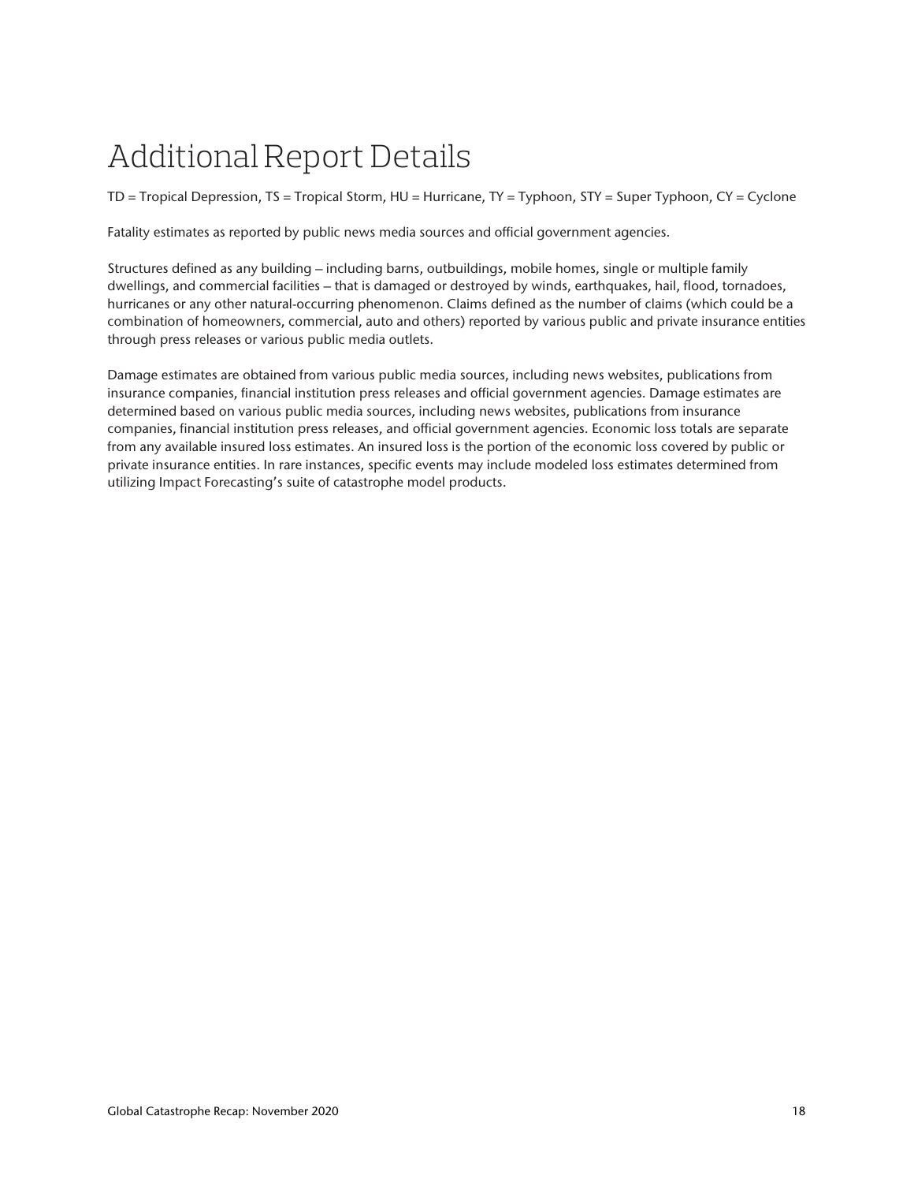# Additional Report Details

TD = Tropical Depression, TS = Tropical Storm, HU = Hurricane, TY = Typhoon, STY = Super Typhoon, CY = Cyclone

Fatality estimates as reported by public news media sources and official government agencies.

Structures defined as any building – including barns, outbuildings, mobile homes, single or multiple family dwellings, and commercial facilities – that is damaged or destroyed by winds, earthquakes, hail, flood, tornadoes, hurricanes or any other natural-occurring phenomenon. Claims defined as the number of claims (which could be a combination of homeowners, commercial, auto and others) reported by various public and private insurance entities through press releases or various public media outlets.

Damage estimates are obtained from various public media sources, including news websites, publications from insurance companies, financial institution press releases and official government agencies. Damage estimates are determined based on various public media sources, including news websites, publications from insurance companies, financial institution press releases, and official government agencies. Economic loss totals are separate from any available insured loss estimates. An insured loss is the portion of the economic loss covered by public or private insurance entities. In rare instances, specific events may include modeled loss estimates determined from utilizing Impact Forecasting's suite of catastrophe model products.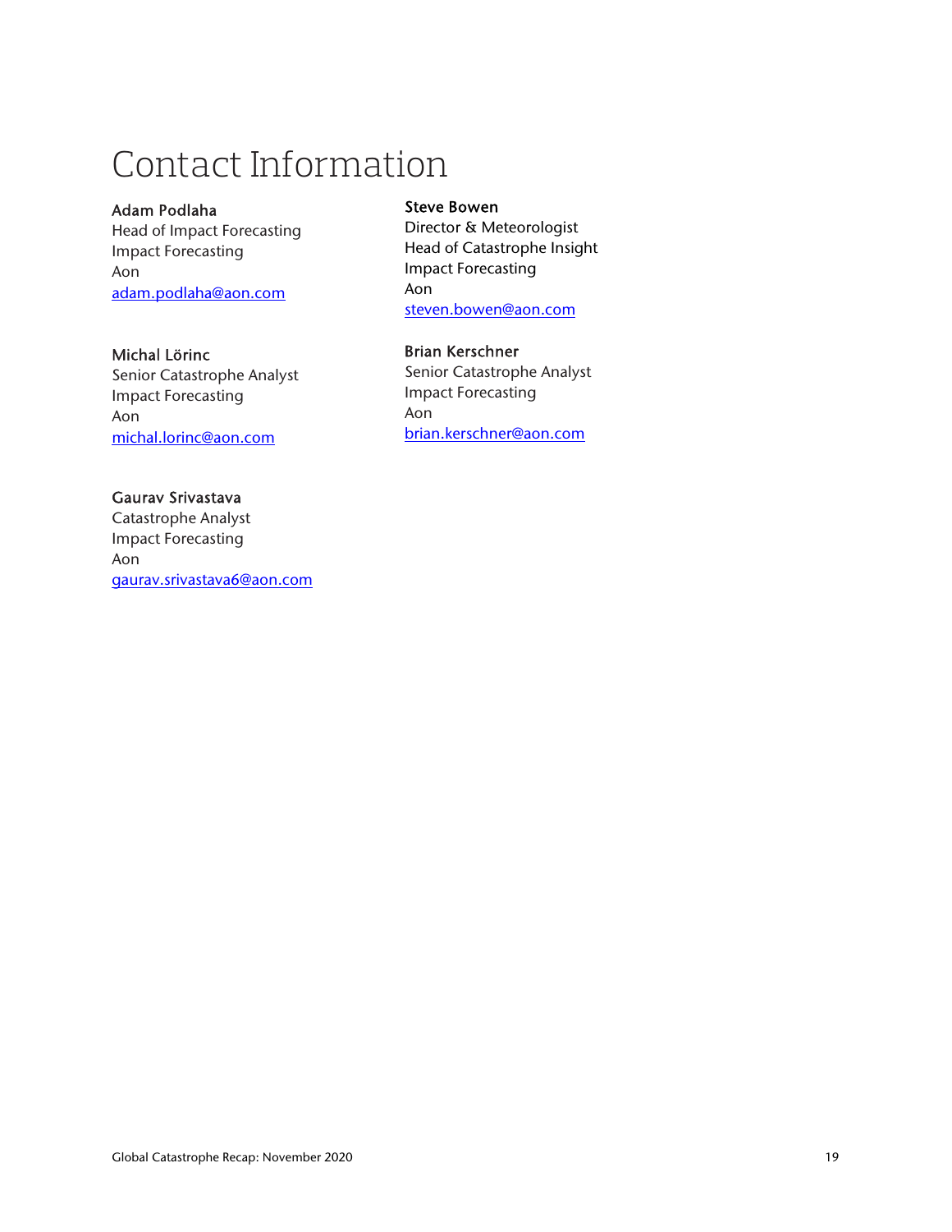# Contact Information

**Adam Podlaha**
Head of Impact Forecasting
Impact Forecasting
Aon
adam.podlaha@aon.com

**Steve Bowen**
Director & Meteorologist
Head of Catastrophe Insight
Impact Forecasting
Aon
steven.bowen@aon.com

**Michal Lörinc**
Senior Catastrophe Analyst
Impact Forecasting
Aon
michal.lorinc@aon.com

**Brian Kerschner**
Senior Catastrophe Analyst
Impact Forecasting
Aon
brian.kerschner@aon.com

**Gaurav Srivastava**
Catastrophe Analyst
Impact Forecasting
Aon
gaurav.srivastava6@aon.com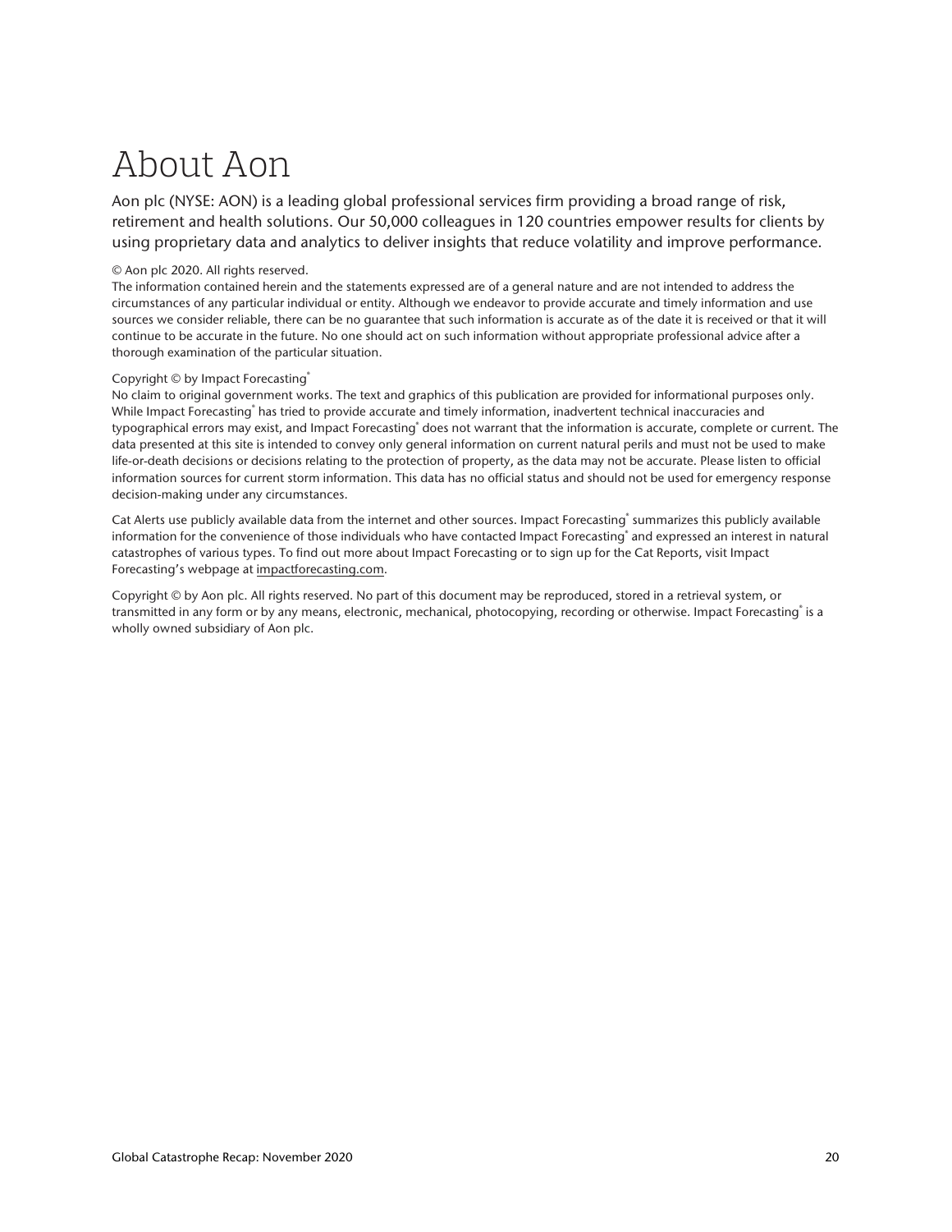# About Aon

Aon plc (NYSE: AON) is a leading global professional services firm providing a broad range of risk, retirement and health solutions. Our 50,000 colleagues in 120 countries empower results for clients by using proprietary data and analytics to deliver insights that reduce volatility and improve performance.

© Aon plc 2020. All rights reserved.
The information contained herein and the statements expressed are of a general nature and are not intended to address the circumstances of any particular individual or entity. Although we endeavor to provide accurate and timely information and use sources we consider reliable, there can be no guarantee that such information is accurate as of the date it is received or that it will continue to be accurate in the future. No one should act on such information without appropriate professional advice after a thorough examination of the particular situation.

Copyright © by Impact Forecasting®
No claim to original government works. The text and graphics of this publication are provided for informational purposes only. While Impact Forecasting® has tried to provide accurate and timely information, inadvertent technical inaccuracies and typographical errors may exist, and Impact Forecasting® does not warrant that the information is accurate, complete or current. The data presented at this site is intended to convey only general information on current natural perils and must not be used to make life-or-death decisions or decisions relating to the protection of property, as the data may not be accurate. Please listen to official information sources for current storm information. This data has no official status and should not be used for emergency response decision-making under any circumstances.

Cat Alerts use publicly available data from the internet and other sources. Impact Forecasting® summarizes this publicly available information for the convenience of those individuals who have contacted Impact Forecasting® and expressed an interest in natural catastrophes of various types. To find out more about Impact Forecasting or to sign up for the Cat Reports, visit Impact Forecasting's webpage at impactforecasting.com.

Copyright © by Aon plc. All rights reserved. No part of this document may be reproduced, stored in a retrieval system, or transmitted in any form or by any means, electronic, mechanical, photocopying, recording or otherwise. Impact Forecasting® is a wholly owned subsidiary of Aon plc.